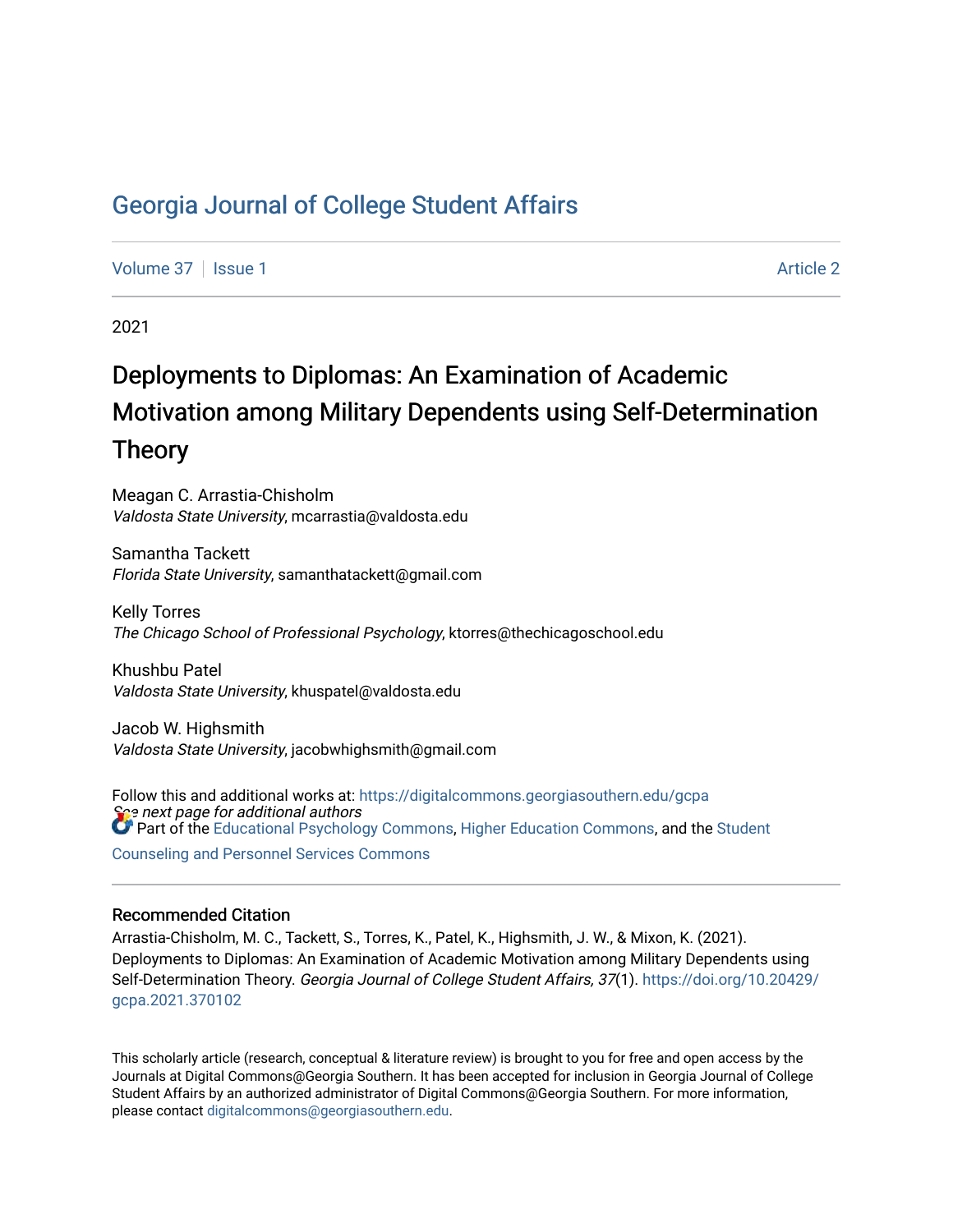# Georgia Journal of College Student Affairs

Volume 37 | Issue 1 | Article 2

2021

## Deployments to Diplomas: An Examination of Academic Motivation among Military Dependents using Self-Determination Theory

Meagan C. Arrastia-Chisholm
*Valdosta State University*, mcarrastia@valdosta.edu

Samantha Tackett
*Florida State University*, samanthatackett@gmail.com

Kelly Torres
*The Chicago School of Professional Psychology*, ktorres@thechicagoschool.edu

Khushbu Patel
*Valdosta State University*, khuspatel@valdosta.edu

Jacob W. Highsmith
*Valdosta State University*, jacobwhighsmith@gmail.com

*See next page for additional authors*

Follow this and additional works at: https://digitalcommons.georgiasouthern.edu/gcpa

Part of the Educational Psychology Commons, Higher Education Commons, and the Student Counseling and Personnel Services Commons

### Recommended Citation

Arrastia-Chisholm, M. C., Tackett, S., Torres, K., Patel, K., Highsmith, J. W., & Mixon, K. (2021). Deployments to Diplomas: An Examination of Academic Motivation among Military Dependents using Self-Determination Theory. *Georgia Journal of College Student Affairs, 37*(1). https://doi.org/10.20429/gcpa.2021.370102

This scholarly article (research, conceptual & literature review) is brought to you for free and open access by the Journals at Digital Commons@Georgia Southern. It has been accepted for inclusion in Georgia Journal of College Student Affairs by an authorized administrator of Digital Commons@Georgia Southern. For more information, please contact digitalcommons@georgiasouthern.edu.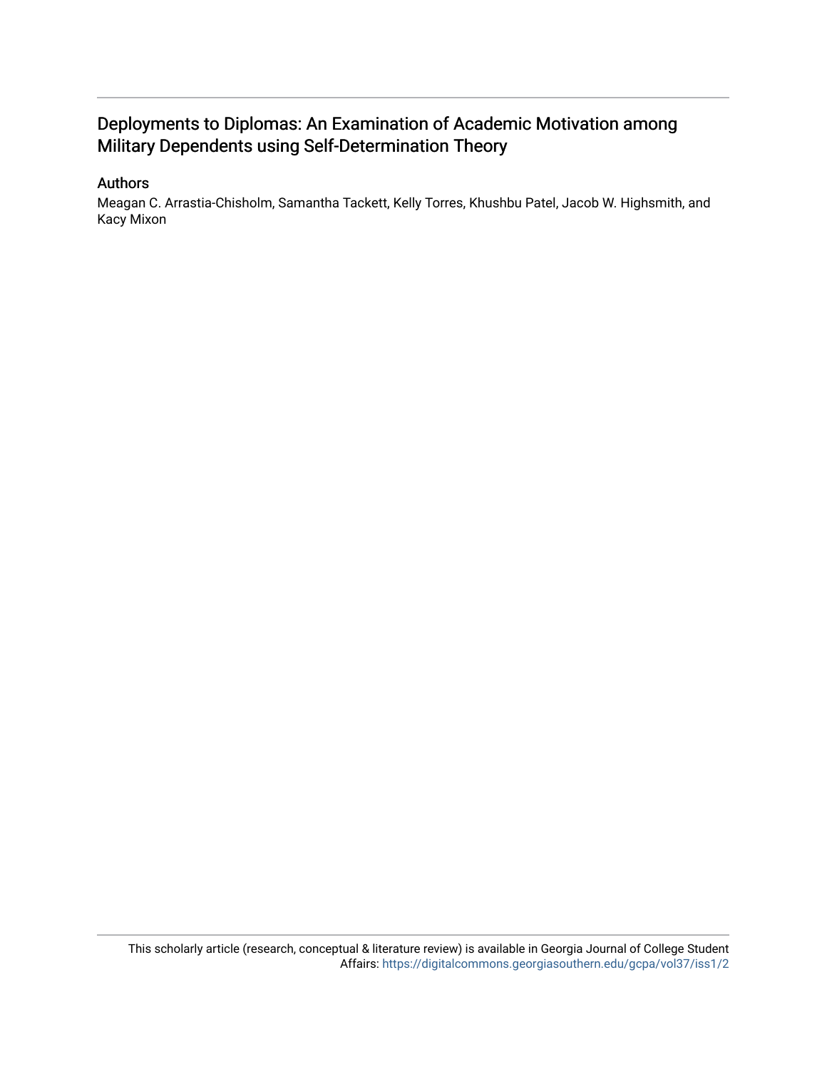# Deployments to Diplomas: An Examination of Academic Motivation among Military Dependents using Self-Determination Theory

## Authors

Meagan C. Arrastia-Chisholm, Samantha Tackett, Kelly Torres, Khushbu Patel, Jacob W. Highsmith, and Kacy Mixon

This scholarly article (research, conceptual & literature review) is available in Georgia Journal of College Student Affairs: https://digitalcommons.georgiasouthern.edu/gcpa/vol37/iss1/2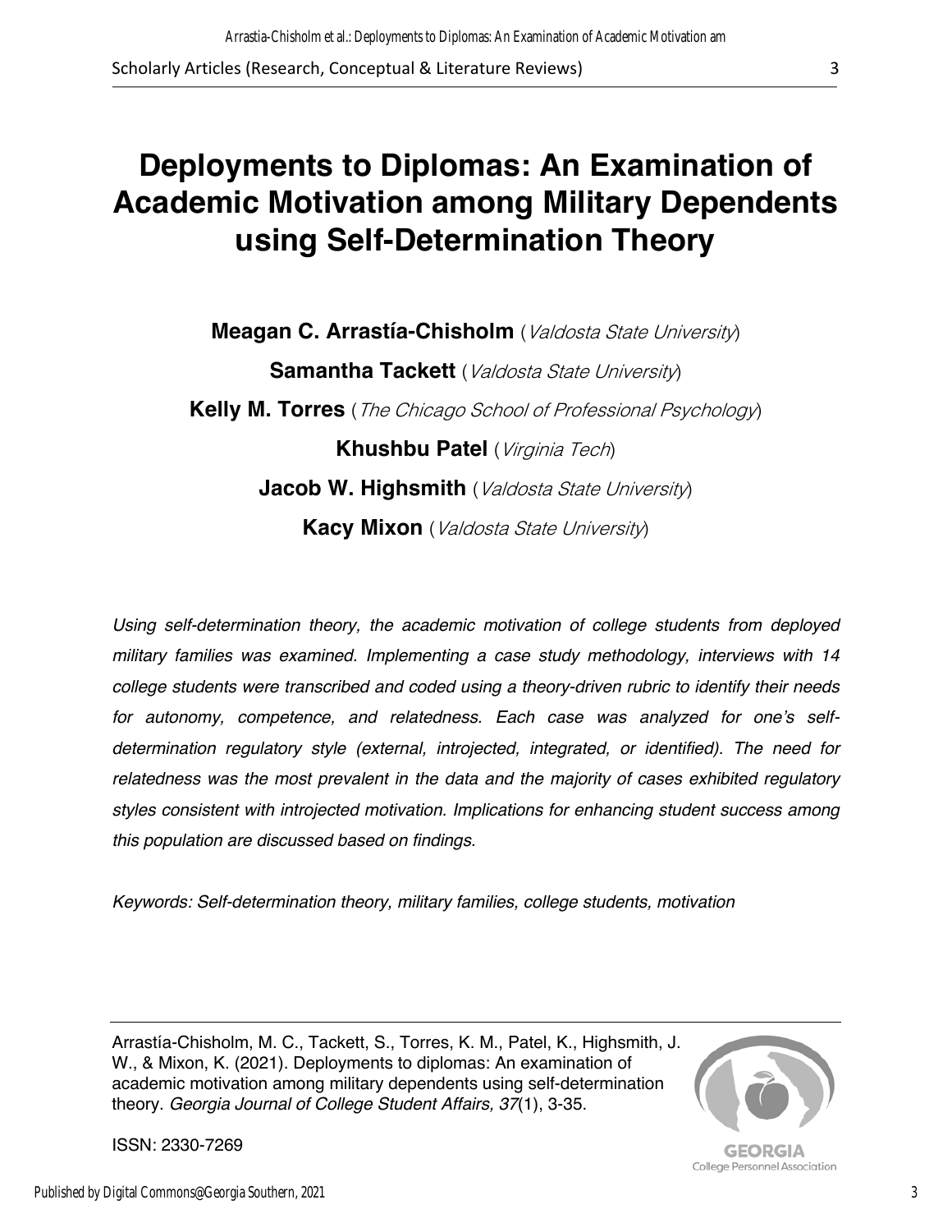# Deployments to Diplomas: An Examination of Academic Motivation among Military Dependents using Self-Determination Theory

**Meagan C. Arrastía-Chisholm** (*Valdosta State University*)

**Samantha Tackett** (*Valdosta State University*)

**Kelly M. Torres** (*The Chicago School of Professional Psychology*)

**Khushbu Patel** (*Virginia Tech*)

**Jacob W. Highsmith** (*Valdosta State University*)

**Kacy Mixon** (*Valdosta State University*)

*Using self-determination theory, the academic motivation of college students from deployed military families was examined. Implementing a case study methodology, interviews with 14 college students were transcribed and coded using a theory-driven rubric to identify their needs for autonomy, competence, and relatedness. Each case was analyzed for one's self-determination regulatory style (external, introjected, integrated, or identified). The need for relatedness was the most prevalent in the data and the majority of cases exhibited regulatory styles consistent with introjected motivation. Implications for enhancing student success among this population are discussed based on findings.*

*Keywords: Self-determination theory, military families, college students, motivation*

---

Arrastía-Chisholm, M. C., Tackett, S., Torres, K. M., Patel, K., Highsmith, J. W., & Mixon, K. (2021). Deployments to diplomas: An examination of academic motivation among military dependents using self-determination theory. *Georgia Journal of College Student Affairs, 37*(1), 3-35.

ISSN: 2330-7269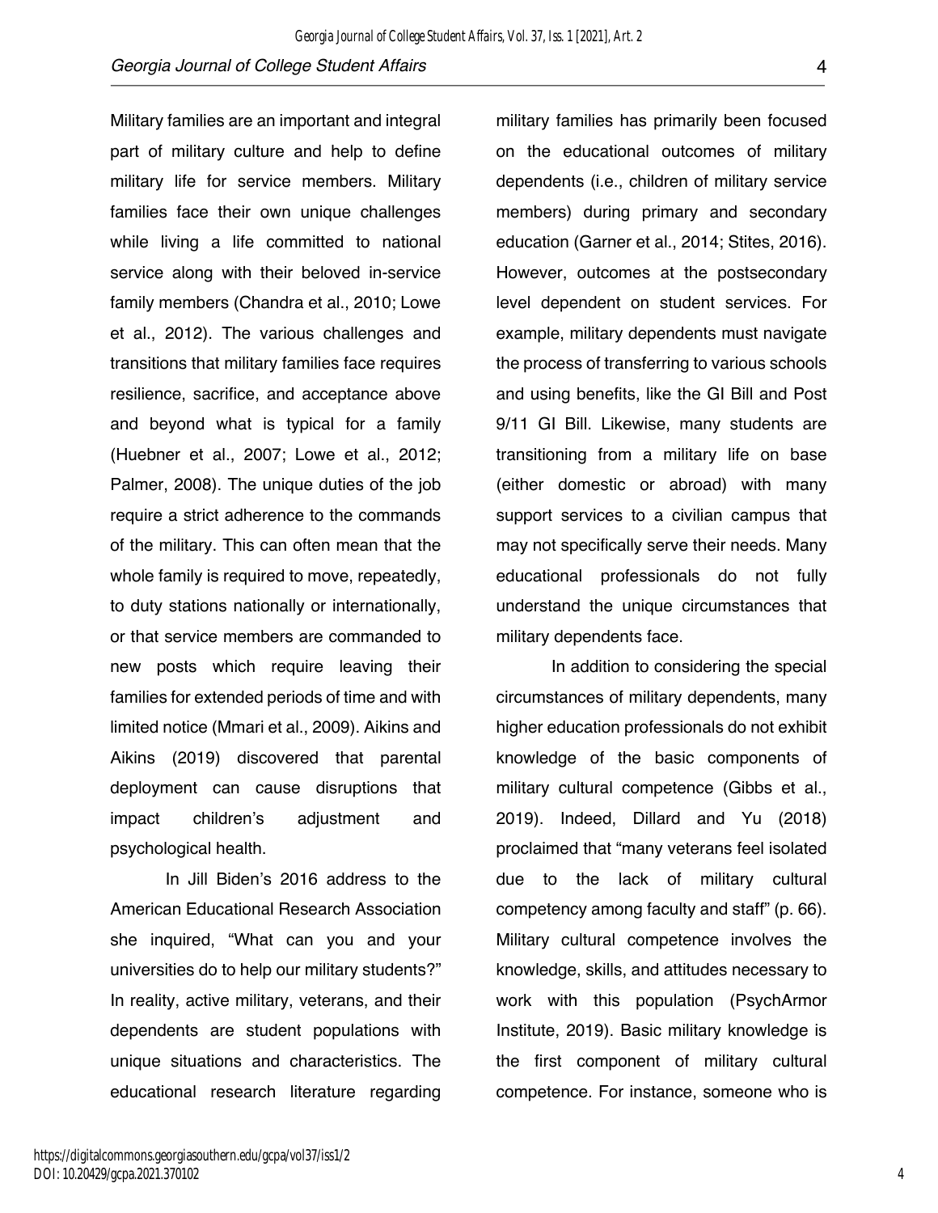Military families are an important and integral part of military culture and help to define military life for service members. Military families face their own unique challenges while living a life committed to national service along with their beloved in-service family members (Chandra et al., 2010; Lowe et al., 2012). The various challenges and transitions that military families face requires resilience, sacrifice, and acceptance above and beyond what is typical for a family (Huebner et al., 2007; Lowe et al., 2012; Palmer, 2008). The unique duties of the job require a strict adherence to the commands of the military. This can often mean that the whole family is required to move, repeatedly, to duty stations nationally or internationally, or that service members are commanded to new posts which require leaving their families for extended periods of time and with limited notice (Mmari et al., 2009). Aikins and Aikins (2019) discovered that parental deployment can cause disruptions that impact children's adjustment and psychological health.

In Jill Biden's 2016 address to the American Educational Research Association she inquired, "What can you and your universities do to help our military students?" In reality, active military, veterans, and their dependents are student populations with unique situations and characteristics. The educational research literature regarding military families has primarily been focused on the educational outcomes of military dependents (i.e., children of military service members) during primary and secondary education (Garner et al., 2014; Stites, 2016). However, outcomes at the postsecondary level dependent on student services. For example, military dependents must navigate the process of transferring to various schools and using benefits, like the GI Bill and Post 9/11 GI Bill. Likewise, many students are transitioning from a military life on base (either domestic or abroad) with many support services to a civilian campus that may not specifically serve their needs. Many educational professionals do not fully understand the unique circumstances that military dependents face.

In addition to considering the special circumstances of military dependents, many higher education professionals do not exhibit knowledge of the basic components of military cultural competence (Gibbs et al., 2019). Indeed, Dillard and Yu (2018) proclaimed that "many veterans feel isolated due to the lack of military cultural competency among faculty and staff" (p. 66). Military cultural competence involves the knowledge, skills, and attitudes necessary to work with this population (PsychArmor Institute, 2019). Basic military knowledge is the first component of military cultural competence. For instance, someone who is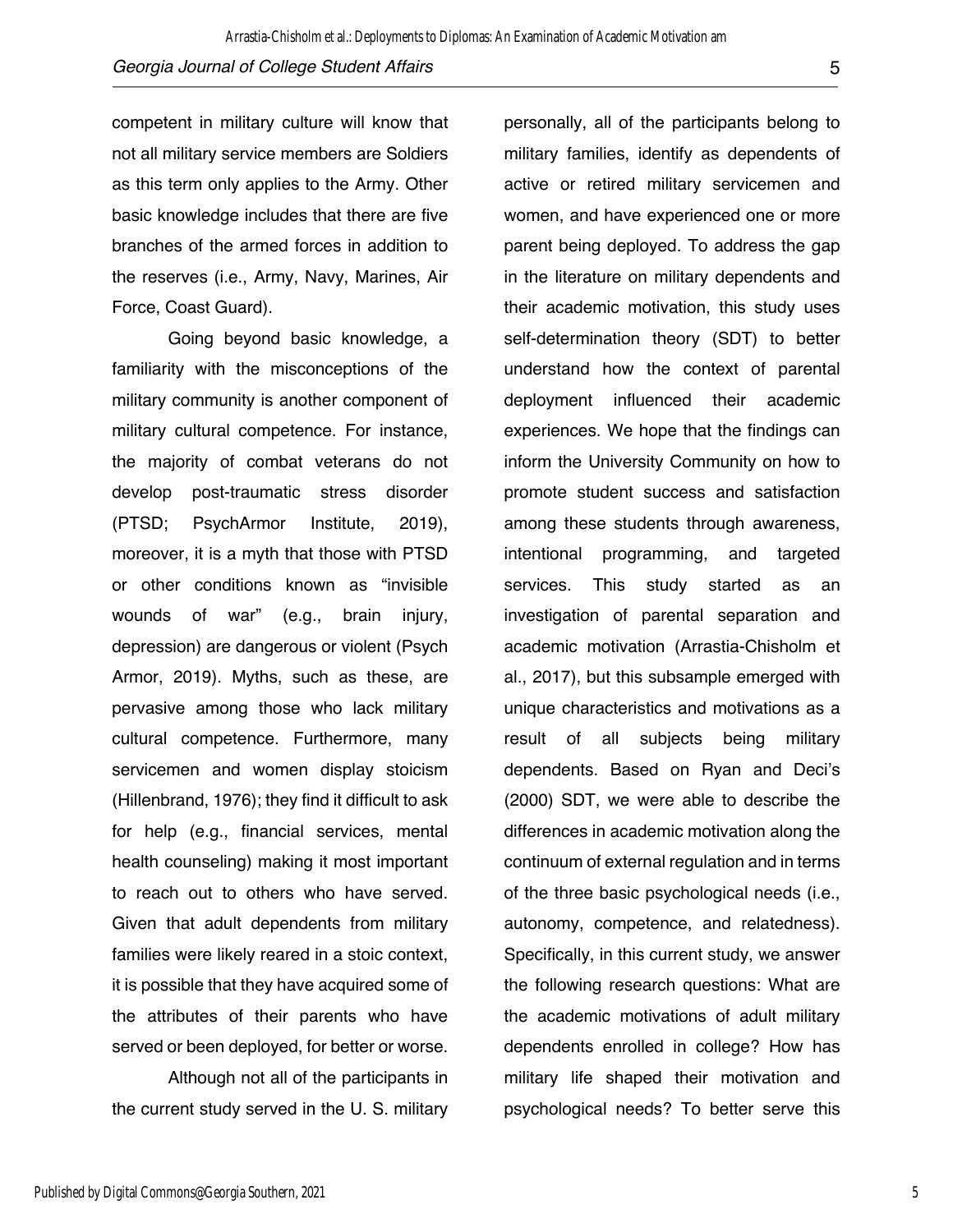competent in military culture will know that not all military service members are Soldiers as this term only applies to the Army. Other basic knowledge includes that there are five branches of the armed forces in addition to the reserves (i.e., Army, Navy, Marines, Air Force, Coast Guard).

Going beyond basic knowledge, a familiarity with the misconceptions of the military community is another component of military cultural competence. For instance, the majority of combat veterans do not develop post-traumatic stress disorder (PTSD; PsychArmor Institute, 2019), moreover, it is a myth that those with PTSD or other conditions known as "invisible wounds of war" (e.g., brain injury, depression) are dangerous or violent (Psych Armor, 2019). Myths, such as these, are pervasive among those who lack military cultural competence. Furthermore, many servicemen and women display stoicism (Hillenbrand, 1976); they find it difficult to ask for help (e.g., financial services, mental health counseling) making it most important to reach out to others who have served. Given that adult dependents from military families were likely reared in a stoic context, it is possible that they have acquired some of the attributes of their parents who have served or been deployed, for better or worse.

Although not all of the participants in the current study served in the U. S. military personally, all of the participants belong to military families, identify as dependents of active or retired military servicemen and women, and have experienced one or more parent being deployed. To address the gap in the literature on military dependents and their academic motivation, this study uses self-determination theory (SDT) to better understand how the context of parental deployment influenced their academic experiences. We hope that the findings can inform the University Community on how to promote student success and satisfaction among these students through awareness, intentional programming, and targeted services. This study started as an investigation of parental separation and academic motivation (Arrastia-Chisholm et al., 2017), but this subsample emerged with unique characteristics and motivations as a result of all subjects being military dependents. Based on Ryan and Deci's (2000) SDT, we were able to describe the differences in academic motivation along the continuum of external regulation and in terms of the three basic psychological needs (i.e., autonomy, competence, and relatedness). Specifically, in this current study, we answer the following research questions: What are the academic motivations of adult military dependents enrolled in college? How has military life shaped their motivation and psychological needs? To better serve this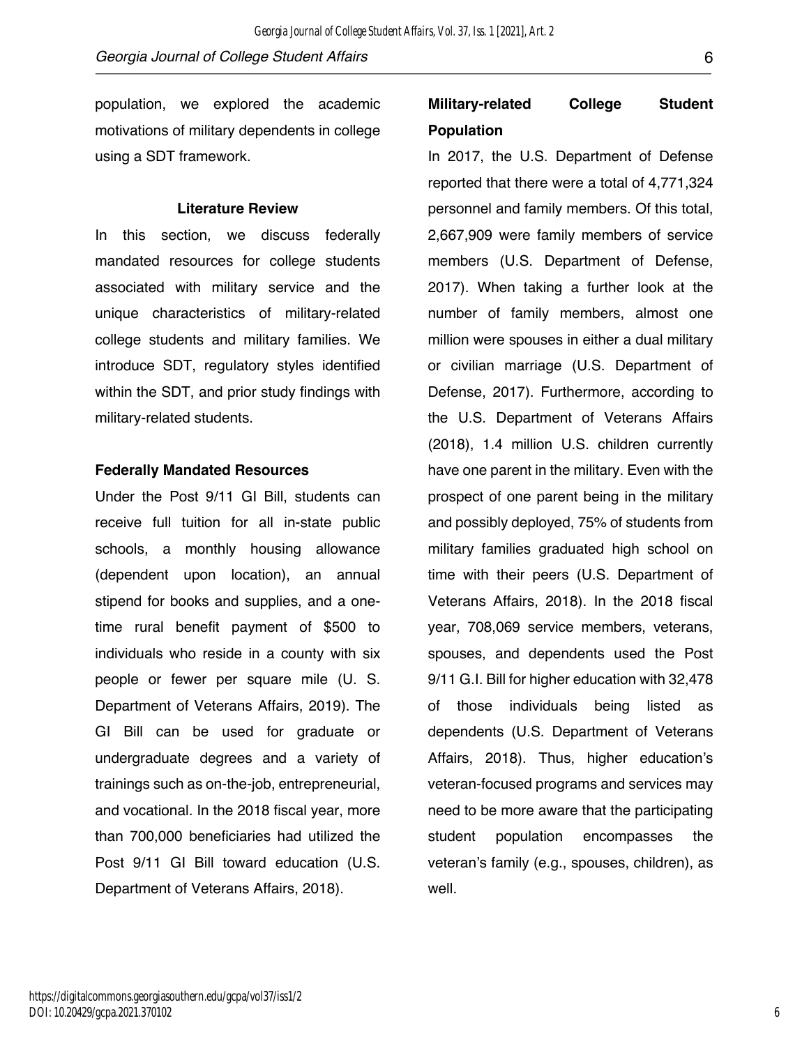population, we explored the academic motivations of military dependents in college using a SDT framework.

## Literature Review

In this section, we discuss federally mandated resources for college students associated with military service and the unique characteristics of military-related college students and military families. We introduce SDT, regulatory styles identified within the SDT, and prior study findings with military-related students.

### Federally Mandated Resources

Under the Post 9/11 GI Bill, students can receive full tuition for all in-state public schools, a monthly housing allowance (dependent upon location), an annual stipend for books and supplies, and a one-time rural benefit payment of $500 to individuals who reside in a county with six people or fewer per square mile (U. S. Department of Veterans Affairs, 2019). The GI Bill can be used for graduate or undergraduate degrees and a variety of trainings such as on-the-job, entrepreneurial, and vocational. In the 2018 fiscal year, more than 700,000 beneficiaries had utilized the Post 9/11 GI Bill toward education (U.S. Department of Veterans Affairs, 2018).

### Military-related College Student Population

In 2017, the U.S. Department of Defense reported that there were a total of 4,771,324 personnel and family members. Of this total, 2,667,909 were family members of service members (U.S. Department of Defense, 2017). When taking a further look at the number of family members, almost one million were spouses in either a dual military or civilian marriage (U.S. Department of Defense, 2017). Furthermore, according to the U.S. Department of Veterans Affairs (2018), 1.4 million U.S. children currently have one parent in the military. Even with the prospect of one parent being in the military and possibly deployed, 75% of students from military families graduated high school on time with their peers (U.S. Department of Veterans Affairs, 2018). In the 2018 fiscal year, 708,069 service members, veterans, spouses, and dependents used the Post 9/11 G.I. Bill for higher education with 32,478 of those individuals being listed as dependents (U.S. Department of Veterans Affairs, 2018). Thus, higher education's veteran-focused programs and services may need to be more aware that the participating student population encompasses the veteran's family (e.g., spouses, children), as well.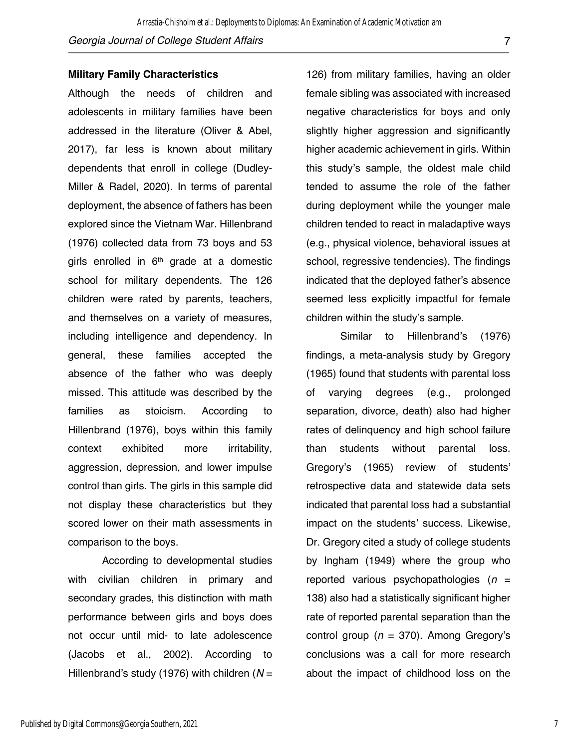### Military Family Characteristics

Although the needs of children and adolescents in military families have been addressed in the literature (Oliver & Abel, 2017), far less is known about military dependents that enroll in college (Dudley-Miller & Radel, 2020). In terms of parental deployment, the absence of fathers has been explored since the Vietnam War. Hillenbrand (1976) collected data from 73 boys and 53 girls enrolled in 6th grade at a domestic school for military dependents. The 126 children were rated by parents, teachers, and themselves on a variety of measures, including intelligence and dependency. In general, these families accepted the absence of the father who was deeply missed. This attitude was described by the families as stoicism. According to Hillenbrand (1976), boys within this family context exhibited more irritability, aggression, depression, and lower impulse control than girls. The girls in this sample did not display these characteristics but they scored lower on their math assessments in comparison to the boys.

According to developmental studies with civilian children in primary and secondary grades, this distinction with math performance between girls and boys does not occur until mid- to late adolescence (Jacobs et al., 2002). According to Hillenbrand's study (1976) with children ($N$ = 126) from military families, having an older female sibling was associated with increased negative characteristics for boys and only slightly higher aggression and significantly higher academic achievement in girls. Within this study's sample, the oldest male child tended to assume the role of the father during deployment while the younger male children tended to react in maladaptive ways (e.g., physical violence, behavioral issues at school, regressive tendencies). The findings indicated that the deployed father's absence seemed less explicitly impactful for female children within the study's sample.

Similar to Hillenbrand's (1976) findings, a meta-analysis study by Gregory (1965) found that students with parental loss of varying degrees (e.g., prolonged separation, divorce, death) also had higher rates of delinquency and high school failure than students without parental loss. Gregory's (1965) review of students' retrospective data and statewide data sets indicated that parental loss had a substantial impact on the students' success. Likewise, Dr. Gregory cited a study of college students by Ingham (1949) where the group who reported various psychopathologies ($n$ = 138) also had a statistically significant higher rate of reported parental separation than the control group ($n$ = 370). Among Gregory's conclusions was a call for more research about the impact of childhood loss on the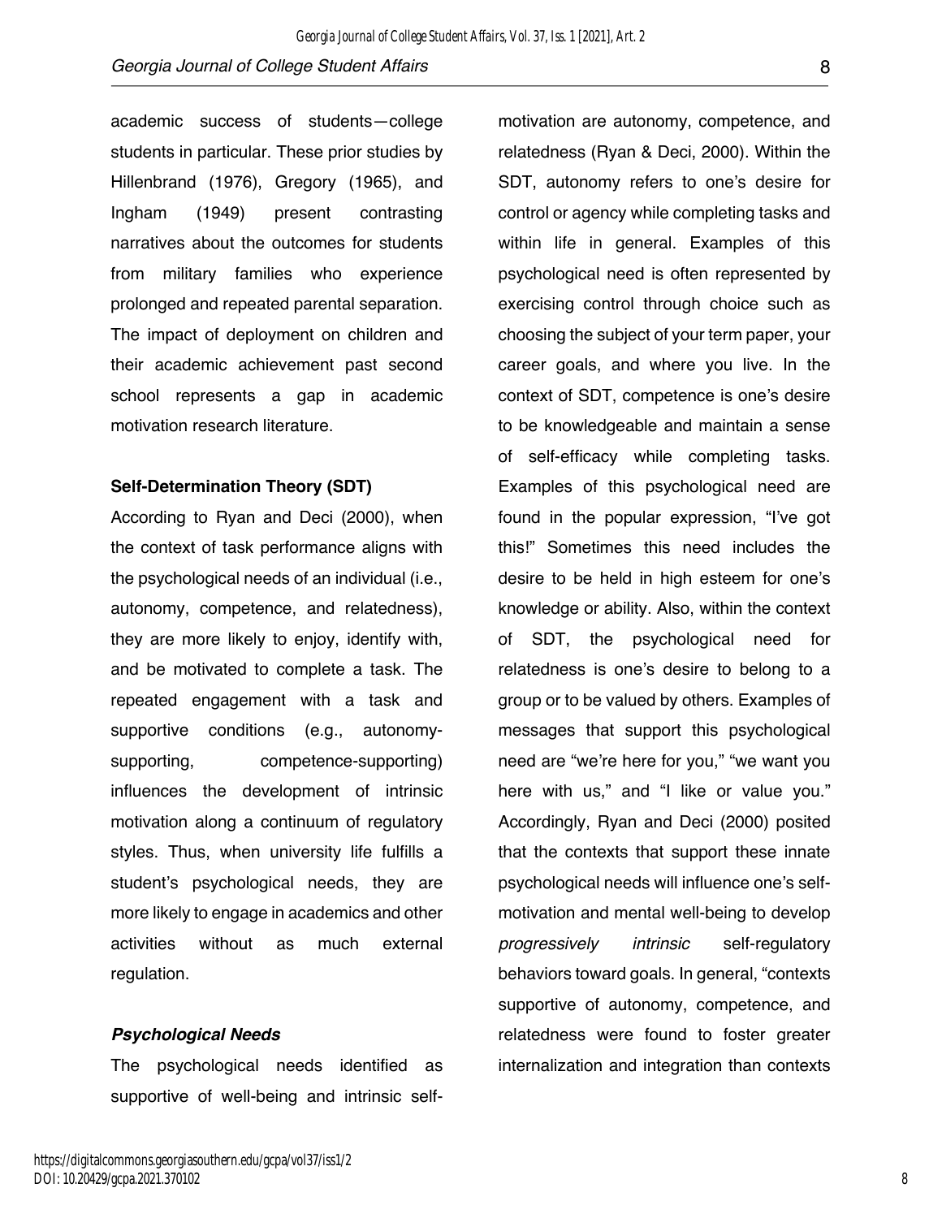academic success of students—college students in particular. These prior studies by Hillenbrand (1976), Gregory (1965), and Ingham (1949) present contrasting narratives about the outcomes for students from military families who experience prolonged and repeated parental separation. The impact of deployment on children and their academic achievement past second school represents a gap in academic motivation research literature.

### Self-Determination Theory (SDT)

According to Ryan and Deci (2000), when the context of task performance aligns with the psychological needs of an individual (i.e., autonomy, competence, and relatedness), they are more likely to enjoy, identify with, and be motivated to complete a task. The repeated engagement with a task and supportive conditions (e.g., autonomy-supporting, competence-supporting) influences the development of intrinsic motivation along a continuum of regulatory styles. Thus, when university life fulfills a student's psychological needs, they are more likely to engage in academics and other activities without as much external regulation.

#### *Psychological Needs*

The psychological needs identified as supportive of well-being and intrinsic self-motivation are autonomy, competence, and relatedness (Ryan & Deci, 2000). Within the SDT, autonomy refers to one's desire for control or agency while completing tasks and within life in general. Examples of this psychological need is often represented by exercising control through choice such as choosing the subject of your term paper, your career goals, and where you live. In the context of SDT, competence is one's desire to be knowledgeable and maintain a sense of self-efficacy while completing tasks. Examples of this psychological need are found in the popular expression, "I've got this!" Sometimes this need includes the desire to be held in high esteem for one's knowledge or ability. Also, within the context of SDT, the psychological need for relatedness is one's desire to belong to a group or to be valued by others. Examples of messages that support this psychological need are "we're here for you," "we want you here with us," and "I like or value you." Accordingly, Ryan and Deci (2000) posited that the contexts that support these innate psychological needs will influence one's self-motivation and mental well-being to develop *progressively intrinsic* self-regulatory behaviors toward goals. In general, "contexts supportive of autonomy, competence, and relatedness were found to foster greater internalization and integration than contexts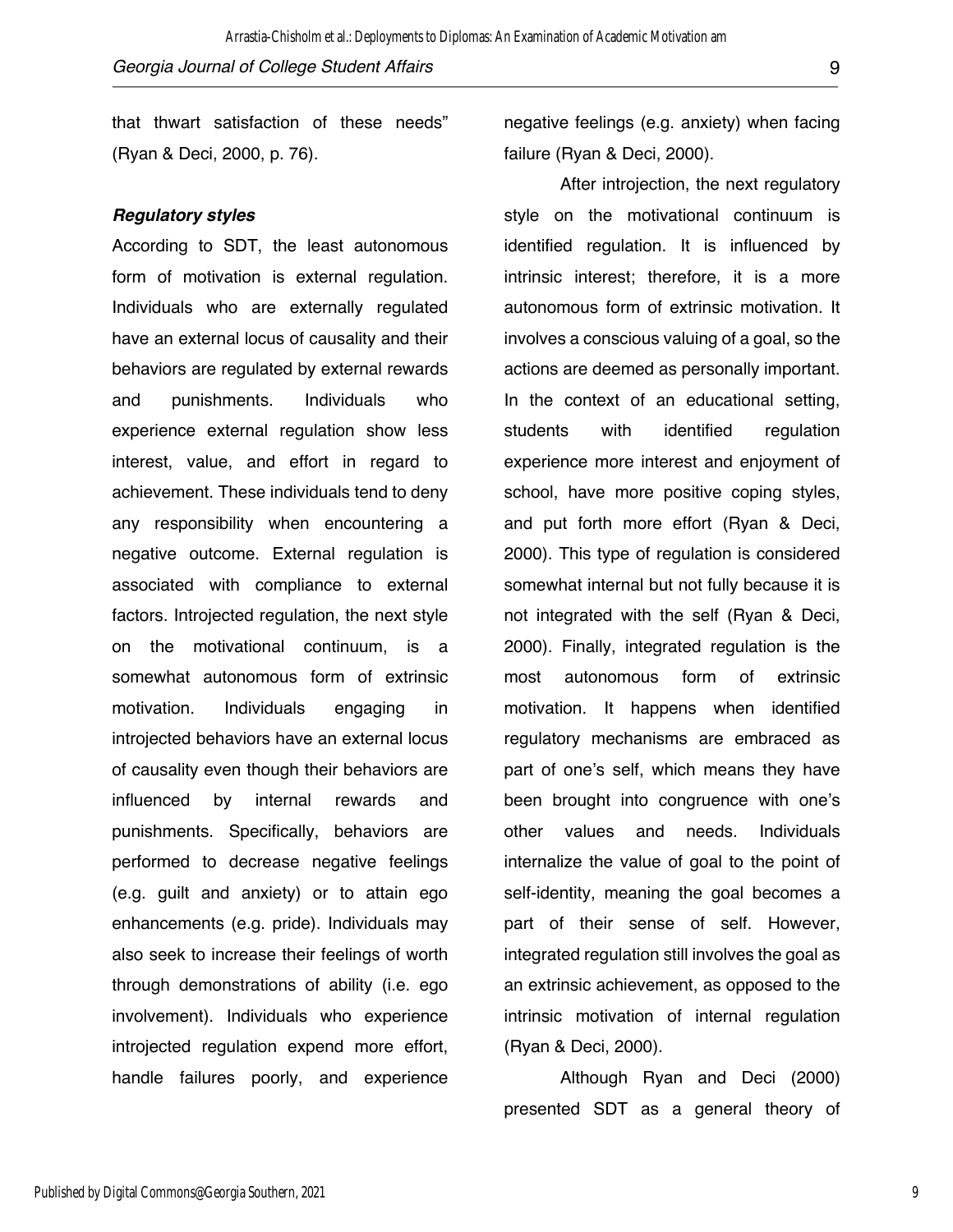that thwart satisfaction of these needs" (Ryan & Deci, 2000, p. 76).

***Regulatory styles***

According to SDT, the least autonomous form of motivation is external regulation. Individuals who are externally regulated have an external locus of causality and their behaviors are regulated by external rewards and punishments. Individuals who experience external regulation show less interest, value, and effort in regard to achievement. These individuals tend to deny any responsibility when encountering a negative outcome. External regulation is associated with compliance to external factors. Introjected regulation, the next style on the motivational continuum, is a somewhat autonomous form of extrinsic motivation. Individuals engaging in introjected behaviors have an external locus of causality even though their behaviors are influenced by internal rewards and punishments. Specifically, behaviors are performed to decrease negative feelings (e.g. guilt and anxiety) or to attain ego enhancements (e.g. pride). Individuals may also seek to increase their feelings of worth through demonstrations of ability (i.e. ego involvement). Individuals who experience introjected regulation expend more effort, handle failures poorly, and experience negative feelings (e.g. anxiety) when facing failure (Ryan & Deci, 2000).

After introjection, the next regulatory style on the motivational continuum is identified regulation. It is influenced by intrinsic interest; therefore, it is a more autonomous form of extrinsic motivation. It involves a conscious valuing of a goal, so the actions are deemed as personally important. In the context of an educational setting, students with identified regulation experience more interest and enjoyment of school, have more positive coping styles, and put forth more effort (Ryan & Deci, 2000). This type of regulation is considered somewhat internal but not fully because it is not integrated with the self (Ryan & Deci, 2000). Finally, integrated regulation is the most autonomous form of extrinsic motivation. It happens when identified regulatory mechanisms are embraced as part of one's self, which means they have been brought into congruence with one's other values and needs. Individuals internalize the value of goal to the point of self-identity, meaning the goal becomes a part of their sense of self. However, integrated regulation still involves the goal as an extrinsic achievement, as opposed to the intrinsic motivation of internal regulation (Ryan & Deci, 2000).

Although Ryan and Deci (2000) presented SDT as a general theory of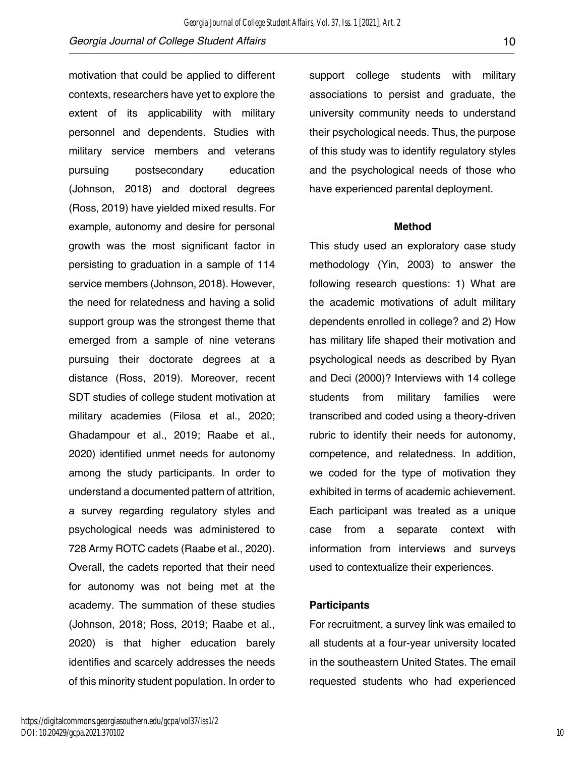motivation that could be applied to different contexts, researchers have yet to explore the extent of its applicability with military personnel and dependents. Studies with military service members and veterans pursuing postsecondary education (Johnson, 2018) and doctoral degrees (Ross, 2019) have yielded mixed results. For example, autonomy and desire for personal growth was the most significant factor in persisting to graduation in a sample of 114 service members (Johnson, 2018). However, the need for relatedness and having a solid support group was the strongest theme that emerged from a sample of nine veterans pursuing their doctorate degrees at a distance (Ross, 2019). Moreover, recent SDT studies of college student motivation at military academies (Filosa et al., 2020; Ghadampour et al., 2019; Raabe et al., 2020) identified unmet needs for autonomy among the study participants. In order to understand a documented pattern of attrition, a survey regarding regulatory styles and psychological needs was administered to 728 Army ROTC cadets (Raabe et al., 2020). Overall, the cadets reported that their need for autonomy was not being met at the academy. The summation of these studies (Johnson, 2018; Ross, 2019; Raabe et al., 2020) is that higher education barely identifies and scarcely addresses the needs of this minority student population. In order to support college students with military associations to persist and graduate, the university community needs to understand their psychological needs. Thus, the purpose of this study was to identify regulatory styles and the psychological needs of those who have experienced parental deployment.

## Method

This study used an exploratory case study methodology (Yin, 2003) to answer the following research questions: 1) What are the academic motivations of adult military dependents enrolled in college? and 2) How has military life shaped their motivation and psychological needs as described by Ryan and Deci (2000)? Interviews with 14 college students from military families were transcribed and coded using a theory-driven rubric to identify their needs for autonomy, competence, and relatedness. In addition, we coded for the type of motivation they exhibited in terms of academic achievement. Each participant was treated as a unique case from a separate context with information from interviews and surveys used to contextualize their experiences.

### Participants

For recruitment, a survey link was emailed to all students at a four-year university located in the southeastern United States. The email requested students who had experienced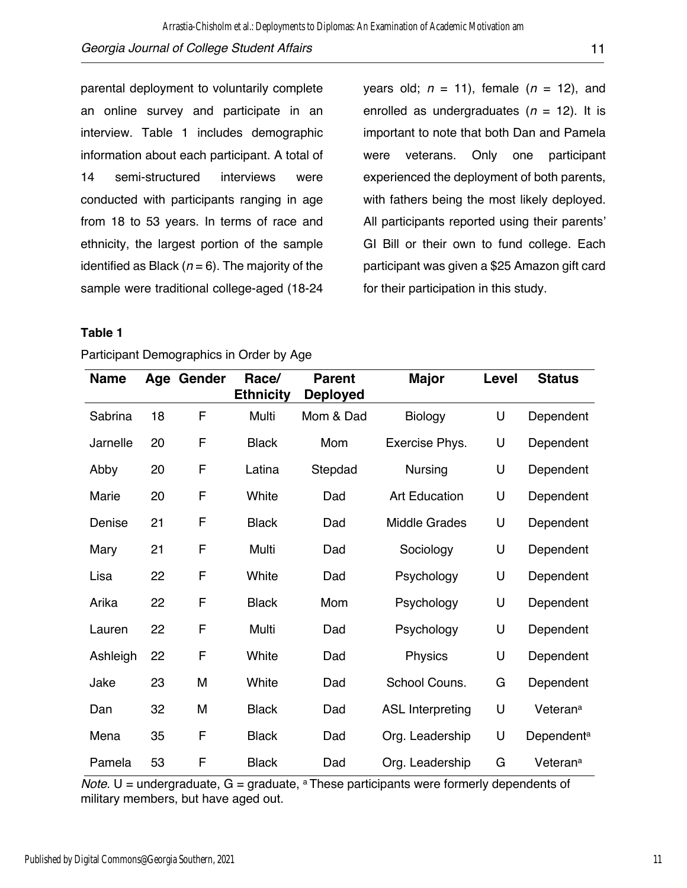parental deployment to voluntarily complete an online survey and participate in an interview. Table 1 includes demographic information about each participant. A total of 14 semi-structured interviews were conducted with participants ranging in age from 18 to 53 years. In terms of race and ethnicity, the largest portion of the sample identified as Black ($n = 6$). The majority of the sample were traditional college-aged (18-24 years old; $n = 11$), female ($n = 12$), and enrolled as undergraduates ($n = 12$). It is important to note that both Dan and Pamela were veterans. Only one participant experienced the deployment of both parents, with fathers being the most likely deployed. All participants reported using their parents' GI Bill or their own to fund college. Each participant was given a $25 Amazon gift card for their participation in this study.

**Table 1**

Participant Demographics in Order by Age

| Name | Age | Gender | Race/ Ethnicity | Parent Deployed | Major | Level | Status |
|---|---|---|---|---|---|---|---|
| Sabrina | 18 | F | Multi | Mom & Dad | Biology | U | Dependent |
| Jarnelle | 20 | F | Black | Mom | Exercise Phys. | U | Dependent |
| Abby | 20 | F | Latina | Stepdad | Nursing | U | Dependent |
| Marie | 20 | F | White | Dad | Art Education | U | Dependent |
| Denise | 21 | F | Black | Dad | Middle Grades | U | Dependent |
| Mary | 21 | F | Multi | Dad | Sociology | U | Dependent |
| Lisa | 22 | F | White | Dad | Psychology | U | Dependent |
| Arika | 22 | F | Black | Mom | Psychology | U | Dependent |
| Lauren | 22 | F | Multi | Dad | Psychology | U | Dependent |
| Ashleigh | 22 | F | White | Dad | Physics | U | Dependent |
| Jake | 23 | M | White | Dad | School Couns. | G | Dependent |
| Dan | 32 | M | Black | Dad | ASL Interpreting | U | Veteran[a] |
| Mena | 35 | F | Black | Dad | Org. Leadership | U | Dependent[a] |
| Pamela | 53 | F | Black | Dad | Org. Leadership | G | Veteran[a] |

*Note.* U = undergraduate, G = graduate, [a] These participants were formerly dependents of military members, but have aged out.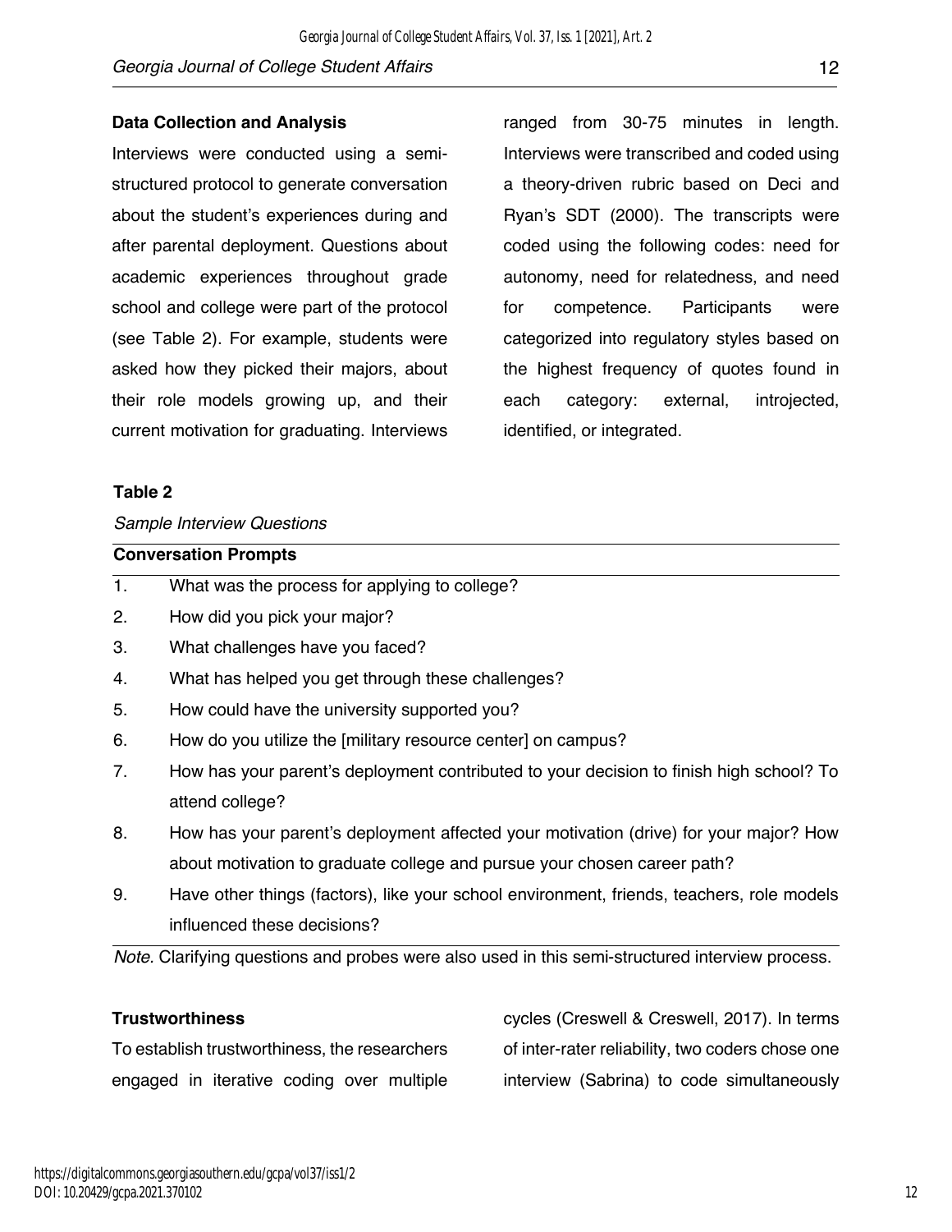### Data Collection and Analysis

Interviews were conducted using a semi-structured protocol to generate conversation about the student's experiences during and after parental deployment. Questions about academic experiences throughout grade school and college were part of the protocol (see Table 2). For example, students were asked how they picked their majors, about their role models growing up, and their current motivation for graduating. Interviews ranged from 30-75 minutes in length. Interviews were transcribed and coded using a theory-driven rubric based on Deci and Ryan's SDT (2000). The transcripts were coded using the following codes: need for autonomy, need for relatedness, and need for competence. Participants were categorized into regulatory styles based on the highest frequency of quotes found in each category: external, introjected, identified, or integrated.

**Table 2**

*Sample Interview Questions*

| | **Conversation Prompts** |
|---|---|
| 1. | What was the process for applying to college? |
| 2. | How did you pick your major? |
| 3. | What challenges have you faced? |
| 4. | What has helped you get through these challenges? |
| 5. | How could have the university supported you? |
| 6. | How do you utilize the [military resource center] on campus? |
| 7. | How has your parent's deployment contributed to your decision to finish high school? To attend college? |
| 8. | How has your parent's deployment affected your motivation (drive) for your major? How about motivation to graduate college and pursue your chosen career path? |
| 9. | Have other things (factors), like your school environment, friends, teachers, role models influenced these decisions? |

*Note.* Clarifying questions and probes were also used in this semi-structured interview process.

### Trustworthiness

To establish trustworthiness, the researchers engaged in iterative coding over multiple cycles (Creswell & Creswell, 2017). In terms of inter-rater reliability, two coders chose one interview (Sabrina) to code simultaneously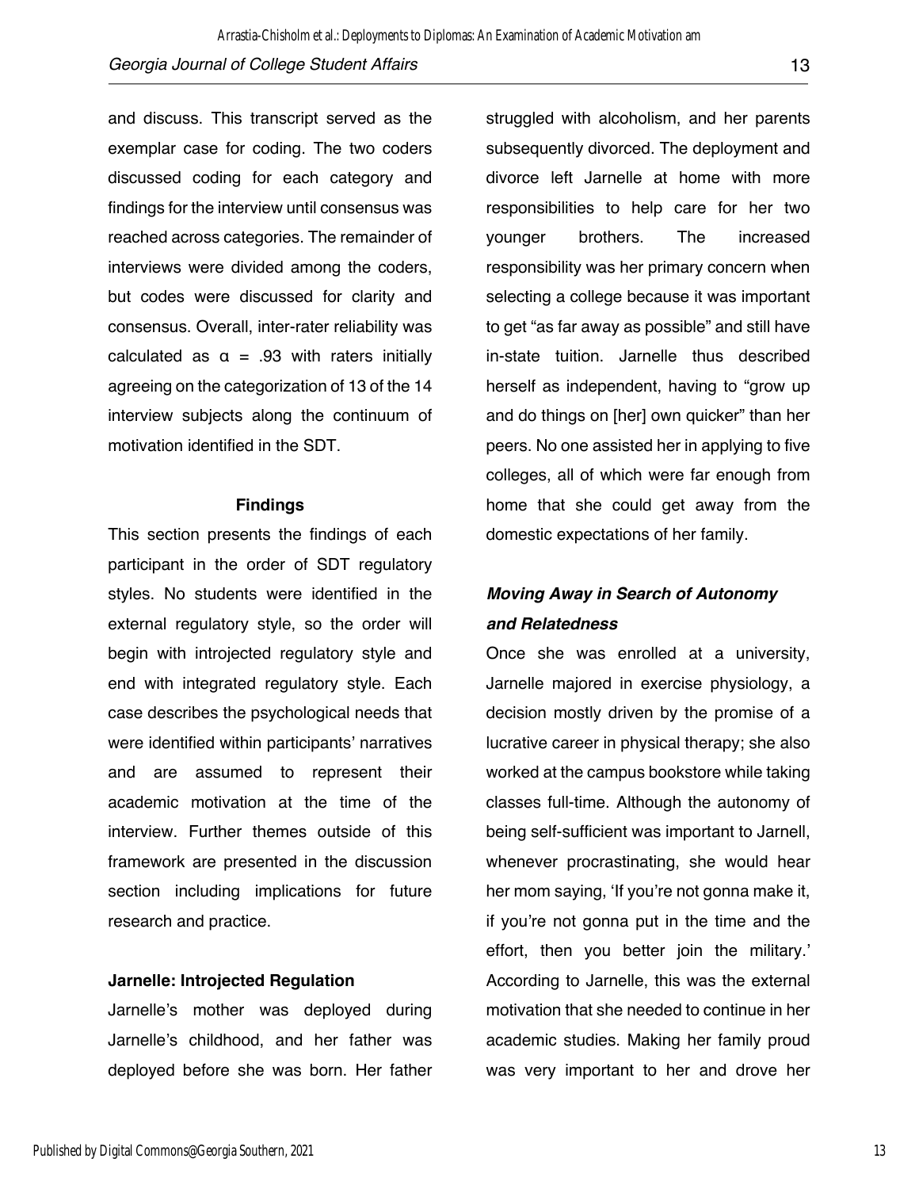and discuss. This transcript served as the exemplar case for coding. The two coders discussed coding for each category and findings for the interview until consensus was reached across categories. The remainder of interviews were divided among the coders, but codes were discussed for clarity and consensus. Overall, inter-rater reliability was calculated as $\alpha = .93$ with raters initially agreeing on the categorization of 13 of the 14 interview subjects along the continuum of motivation identified in the SDT.

## Findings

This section presents the findings of each participant in the order of SDT regulatory styles. No students were identified in the external regulatory style, so the order will begin with introjected regulatory style and end with integrated regulatory style. Each case describes the psychological needs that were identified within participants' narratives and are assumed to represent their academic motivation at the time of the interview. Further themes outside of this framework are presented in the discussion section including implications for future research and practice.

### Jarnelle: Introjected Regulation

Jarnelle's mother was deployed during Jarnelle's childhood, and her father was deployed before she was born. Her father struggled with alcoholism, and her parents subsequently divorced. The deployment and divorce left Jarnelle at home with more responsibilities to help care for her two younger brothers. The increased responsibility was her primary concern when selecting a college because it was important to get "as far away as possible" and still have in-state tuition. Jarnelle thus described herself as independent, having to "grow up and do things on [her] own quicker" than her peers. No one assisted her in applying to five colleges, all of which were far enough from home that she could get away from the domestic expectations of her family.

#### *Moving Away in Search of Autonomy and Relatedness*

Once she was enrolled at a university, Jarnelle majored in exercise physiology, a decision mostly driven by the promise of a lucrative career in physical therapy; she also worked at the campus bookstore while taking classes full-time. Although the autonomy of being self-sufficient was important to Jarnell, whenever procrastinating, she would hear her mom saying, 'If you're not gonna make it, if you're not gonna put in the time and the effort, then you better join the military.' According to Jarnelle, this was the external motivation that she needed to continue in her academic studies. Making her family proud was very important to her and drove her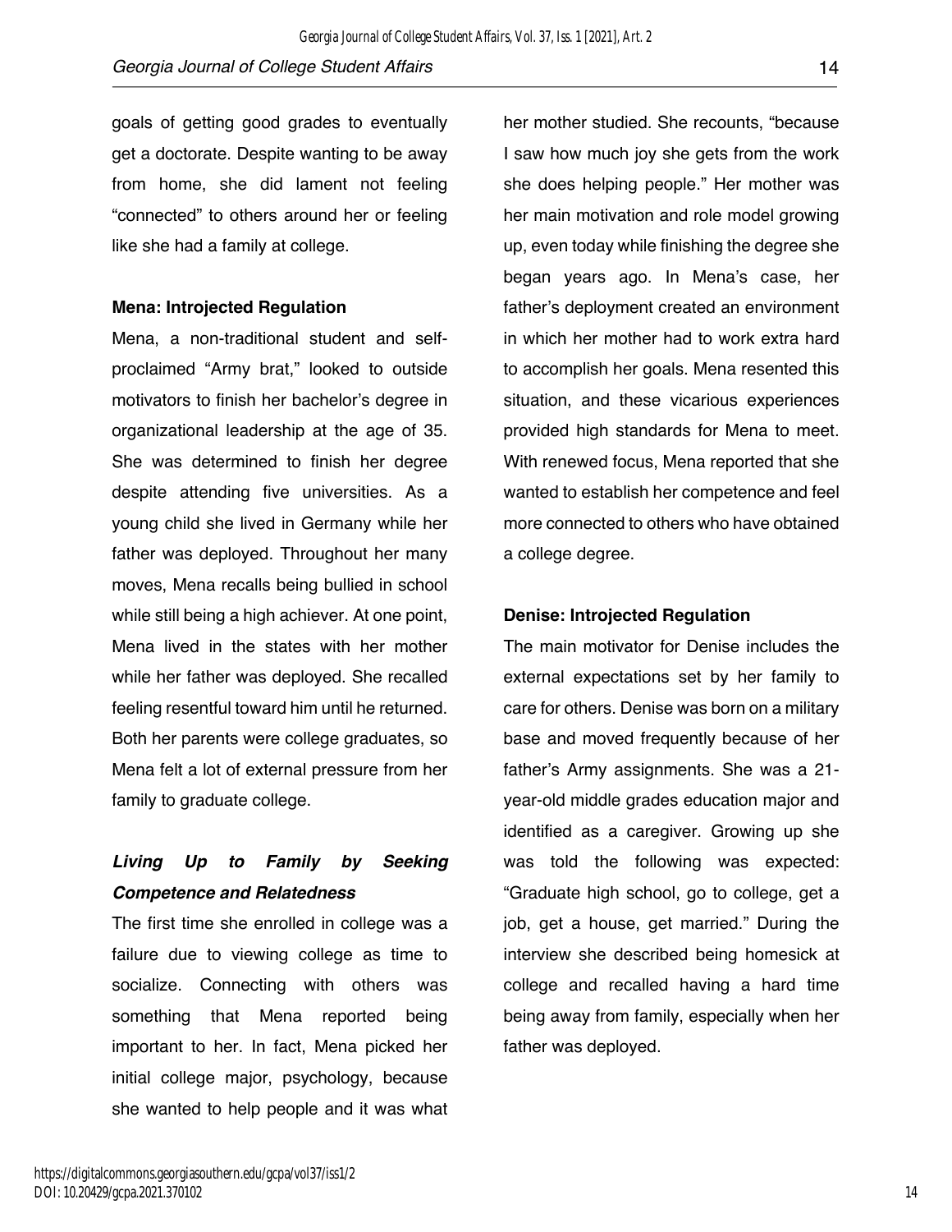goals of getting good grades to eventually get a doctorate. Despite wanting to be away from home, she did lament not feeling "connected" to others around her or feeling like she had a family at college.

**Mena: Introjected Regulation**

Mena, a non-traditional student and self-proclaimed "Army brat," looked to outside motivators to finish her bachelor's degree in organizational leadership at the age of 35. She was determined to finish her degree despite attending five universities. As a young child she lived in Germany while her father was deployed. Throughout her many moves, Mena recalls being bullied in school while still being a high achiever. At one point, Mena lived in the states with her mother while her father was deployed. She recalled feeling resentful toward him until he returned. Both her parents were college graduates, so Mena felt a lot of external pressure from her family to graduate college.

***Living Up to Family by Seeking Competence and Relatedness***

The first time she enrolled in college was a failure due to viewing college as time to socialize. Connecting with others was something that Mena reported being important to her. In fact, Mena picked her initial college major, psychology, because she wanted to help people and it was what her mother studied. She recounts, "because I saw how much joy she gets from the work she does helping people." Her mother was her main motivation and role model growing up, even today while finishing the degree she began years ago. In Mena's case, her father's deployment created an environment in which her mother had to work extra hard to accomplish her goals. Mena resented this situation, and these vicarious experiences provided high standards for Mena to meet. With renewed focus, Mena reported that she wanted to establish her competence and feel more connected to others who have obtained a college degree.

**Denise: Introjected Regulation**

The main motivator for Denise includes the external expectations set by her family to care for others. Denise was born on a military base and moved frequently because of her father's Army assignments. She was a 21-year-old middle grades education major and identified as a caregiver. Growing up she was told the following was expected: "Graduate high school, go to college, get a job, get a house, get married." During the interview she described being homesick at college and recalled having a hard time being away from family, especially when her father was deployed.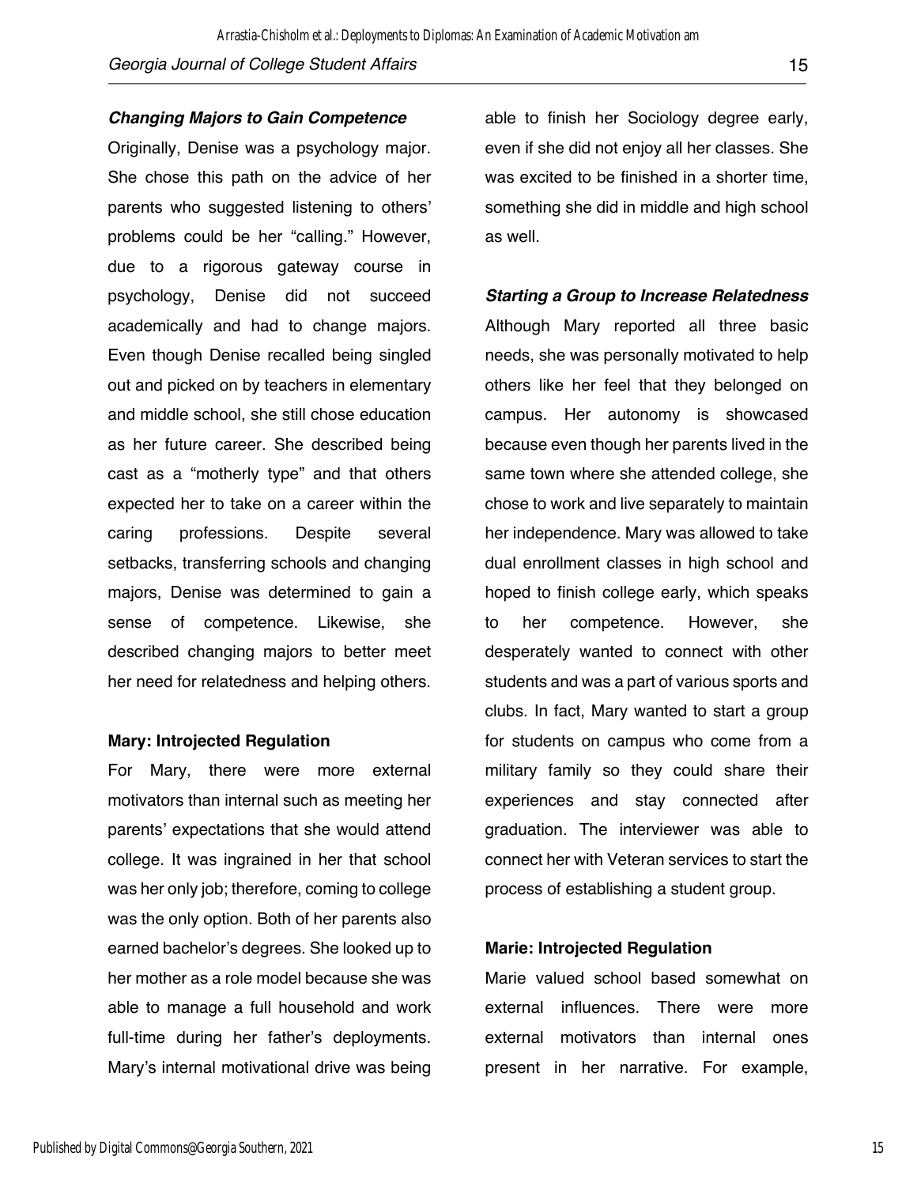#### *Changing Majors to Gain Competence*

Originally, Denise was a psychology major. She chose this path on the advice of her parents who suggested listening to others' problems could be her "calling." However, due to a rigorous gateway course in psychology, Denise did not succeed academically and had to change majors. Even though Denise recalled being singled out and picked on by teachers in elementary and middle school, she still chose education as her future career. She described being cast as a "motherly type" and that others expected her to take on a career within the caring professions. Despite several setbacks, transferring schools and changing majors, Denise was determined to gain a sense of competence. Likewise, she described changing majors to better meet her need for relatedness and helping others.

### Mary: Introjected Regulation

For Mary, there were more external motivators than internal such as meeting her parents' expectations that she would attend college. It was ingrained in her that school was her only job; therefore, coming to college was the only option. Both of her parents also earned bachelor's degrees. She looked up to her mother as a role model because she was able to manage a full household and work full-time during her father's deployments. Mary's internal motivational drive was being able to finish her Sociology degree early, even if she did not enjoy all her classes. She was excited to be finished in a shorter time, something she did in middle and high school as well.

#### *Starting a Group to Increase Relatedness*

Although Mary reported all three basic needs, she was personally motivated to help others like her feel that they belonged on campus. Her autonomy is showcased because even though her parents lived in the same town where she attended college, she chose to work and live separately to maintain her independence. Mary was allowed to take dual enrollment classes in high school and hoped to finish college early, which speaks to her competence. However, she desperately wanted to connect with other students and was a part of various sports and clubs. In fact, Mary wanted to start a group for students on campus who come from a military family so they could share their experiences and stay connected after graduation. The interviewer was able to connect her with Veteran services to start the process of establishing a student group.

### Marie: Introjected Regulation

Marie valued school based somewhat on external influences. There were more external motivators than internal ones present in her narrative. For example,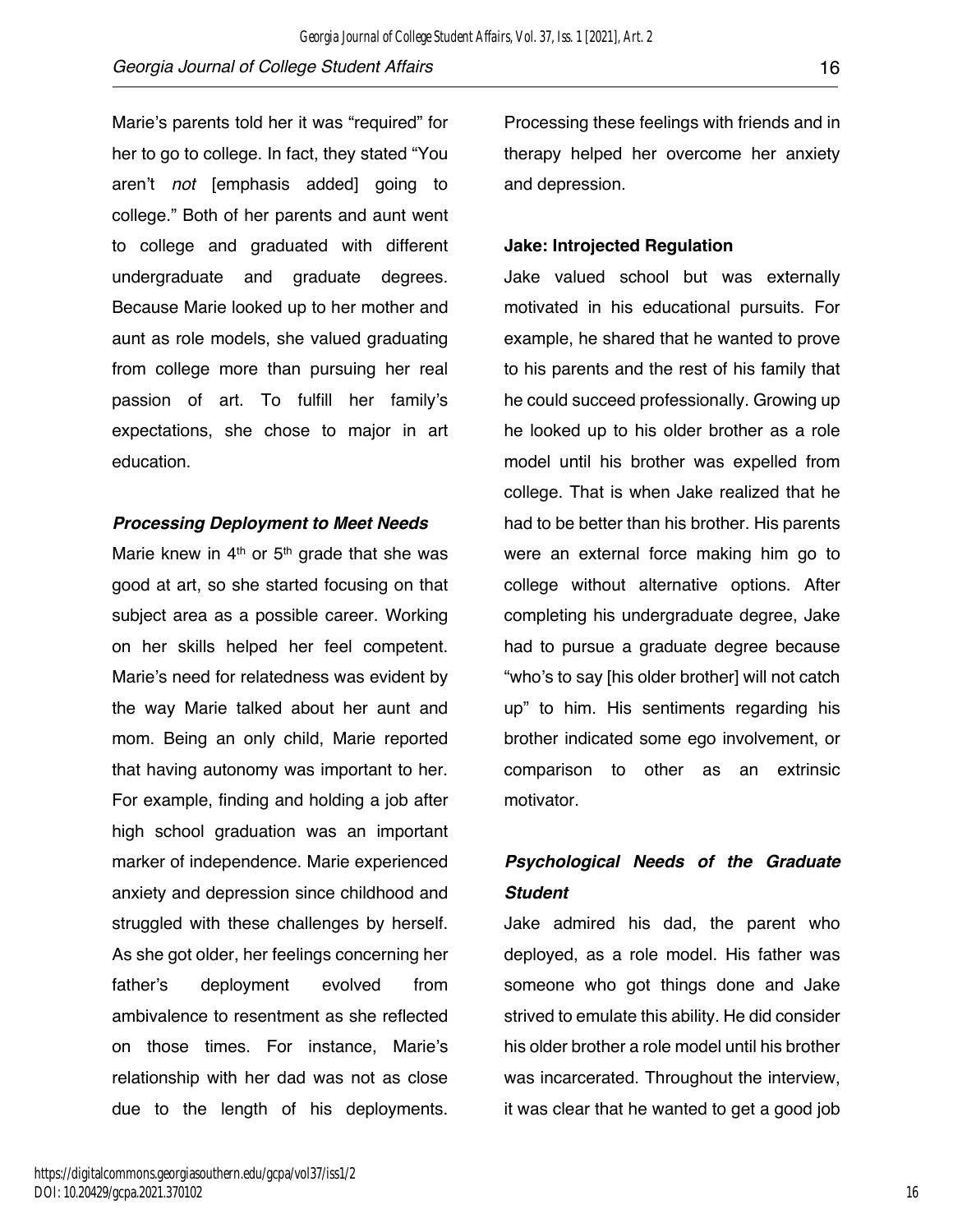Marie's parents told her it was "required" for her to go to college. In fact, they stated "You aren't *not* [emphasis added] going to college." Both of her parents and aunt went to college and graduated with different undergraduate and graduate degrees. Because Marie looked up to her mother and aunt as role models, she valued graduating from college more than pursuing her real passion of art. To fulfill her family's expectations, she chose to major in art education.

#### *Processing Deployment to Meet Needs*

Marie knew in 4th or 5th grade that she was good at art, so she started focusing on that subject area as a possible career. Working on her skills helped her feel competent. Marie's need for relatedness was evident by the way Marie talked about her aunt and mom. Being an only child, Marie reported that having autonomy was important to her. For example, finding and holding a job after high school graduation was an important marker of independence. Marie experienced anxiety and depression since childhood and struggled with these challenges by herself. As she got older, her feelings concerning her father's deployment evolved from ambivalence to resentment as she reflected on those times. For instance, Marie's relationship with her dad was not as close due to the length of his deployments. Processing these feelings with friends and in therapy helped her overcome her anxiety and depression.

### Jake: Introjected Regulation

Jake valued school but was externally motivated in his educational pursuits. For example, he shared that he wanted to prove to his parents and the rest of his family that he could succeed professionally. Growing up he looked up to his older brother as a role model until his brother was expelled from college. That is when Jake realized that he had to be better than his brother. His parents were an external force making him go to college without alternative options. After completing his undergraduate degree, Jake had to pursue a graduate degree because "who's to say [his older brother] will not catch up" to him. His sentiments regarding his brother indicated some ego involvement, or comparison to other as an extrinsic motivator.

#### *Psychological Needs of the Graduate Student*

Jake admired his dad, the parent who deployed, as a role model. His father was someone who got things done and Jake strived to emulate this ability. He did consider his older brother a role model until his brother was incarcerated. Throughout the interview, it was clear that he wanted to get a good job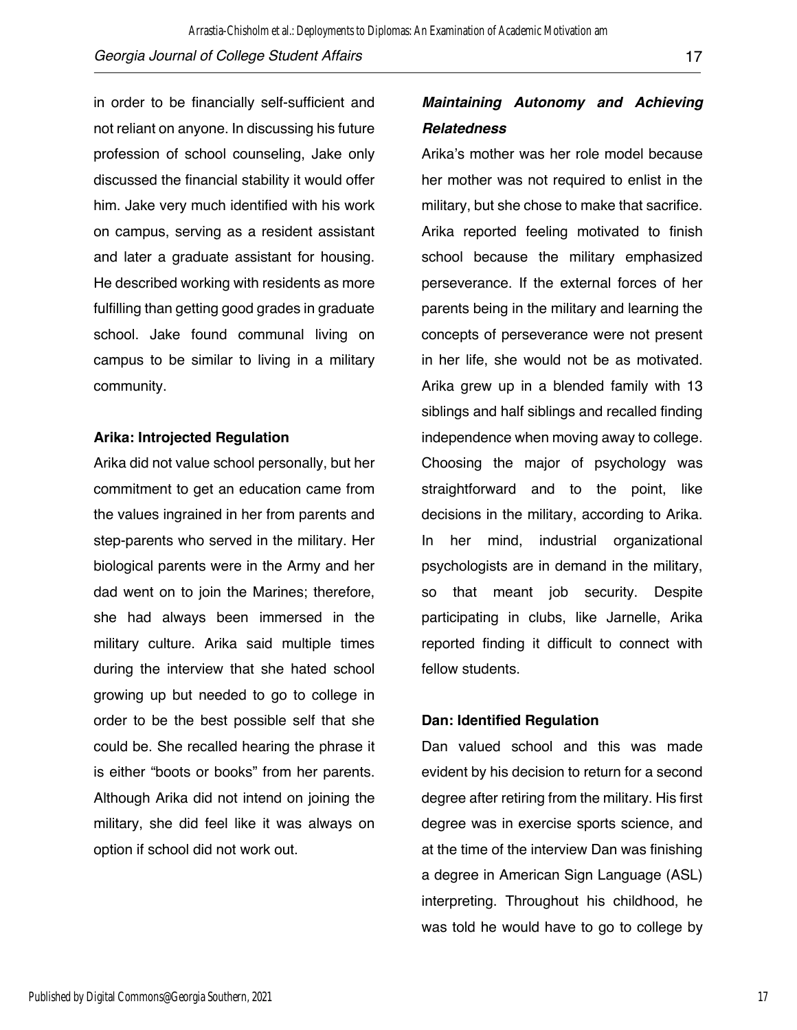in order to be financially self-sufficient and not reliant on anyone. In discussing his future profession of school counseling, Jake only discussed the financial stability it would offer him. Jake very much identified with his work on campus, serving as a resident assistant and later a graduate assistant for housing. He described working with residents as more fulfilling than getting good grades in graduate school. Jake found communal living on campus to be similar to living in a military community.

**Arika: Introjected Regulation**

Arika did not value school personally, but her commitment to get an education came from the values ingrained in her from parents and step-parents who served in the military. Her biological parents were in the Army and her dad went on to join the Marines; therefore, she had always been immersed in the military culture. Arika said multiple times during the interview that she hated school growing up but needed to go to college in order to be the best possible self that she could be. She recalled hearing the phrase it is either "boots or books" from her parents. Although Arika did not intend on joining the military, she did feel like it was always on option if school did not work out.

***Maintaining Autonomy and Achieving Relatedness***

Arika's mother was her role model because her mother was not required to enlist in the military, but she chose to make that sacrifice. Arika reported feeling motivated to finish school because the military emphasized perseverance. If the external forces of her parents being in the military and learning the concepts of perseverance were not present in her life, she would not be as motivated. Arika grew up in a blended family with 13 siblings and half siblings and recalled finding independence when moving away to college. Choosing the major of psychology was straightforward and to the point, like decisions in the military, according to Arika. In her mind, industrial organizational psychologists are in demand in the military, so that meant job security. Despite participating in clubs, like Jarnelle, Arika reported finding it difficult to connect with fellow students.

**Dan: Identified Regulation**

Dan valued school and this was made evident by his decision to return for a second degree after retiring from the military. His first degree was in exercise sports science, and at the time of the interview Dan was finishing a degree in American Sign Language (ASL) interpreting. Throughout his childhood, he was told he would have to go to college by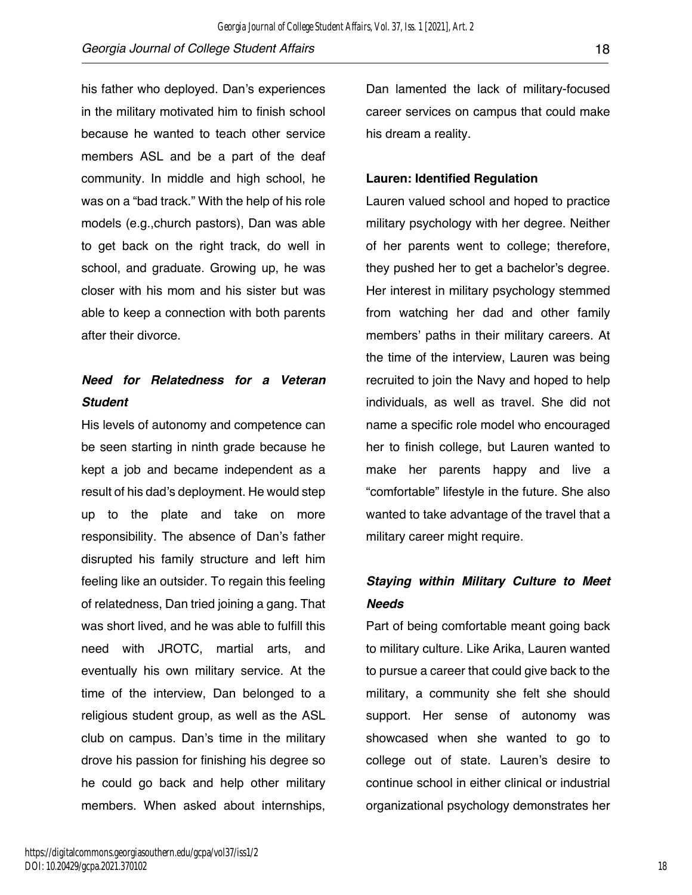his father who deployed. Dan's experiences in the military motivated him to finish school because he wanted to teach other service members ASL and be a part of the deaf community. In middle and high school, he was on a "bad track." With the help of his role models (e.g.,church pastors), Dan was able to get back on the right track, do well in school, and graduate. Growing up, he was closer with his mom and his sister but was able to keep a connection with both parents after their divorce.

### *Need for Relatedness for a Veteran Student*

His levels of autonomy and competence can be seen starting in ninth grade because he kept a job and became independent as a result of his dad's deployment. He would step up to the plate and take on more responsibility. The absence of Dan's father disrupted his family structure and left him feeling like an outsider. To regain this feeling of relatedness, Dan tried joining a gang. That was short lived, and he was able to fulfill this need with JROTC, martial arts, and eventually his own military service. At the time of the interview, Dan belonged to a religious student group, as well as the ASL club on campus. Dan's time in the military drove his passion for finishing his degree so he could go back and help other military members. When asked about internships, Dan lamented the lack of military-focused career services on campus that could make his dream a reality.

### Lauren: Identified Regulation

Lauren valued school and hoped to practice military psychology with her degree. Neither of her parents went to college; therefore, they pushed her to get a bachelor's degree. Her interest in military psychology stemmed from watching her dad and other family members' paths in their military careers. At the time of the interview, Lauren was being recruited to join the Navy and hoped to help individuals, as well as travel. She did not name a specific role model who encouraged her to finish college, but Lauren wanted to make her parents happy and live a "comfortable" lifestyle in the future. She also wanted to take advantage of the travel that a military career might require.

### *Staying within Military Culture to Meet Needs*

Part of being comfortable meant going back to military culture. Like Arika, Lauren wanted to pursue a career that could give back to the military, a community she felt she should support. Her sense of autonomy was showcased when she wanted to go to college out of state. Lauren's desire to continue school in either clinical or industrial organizational psychology demonstrates her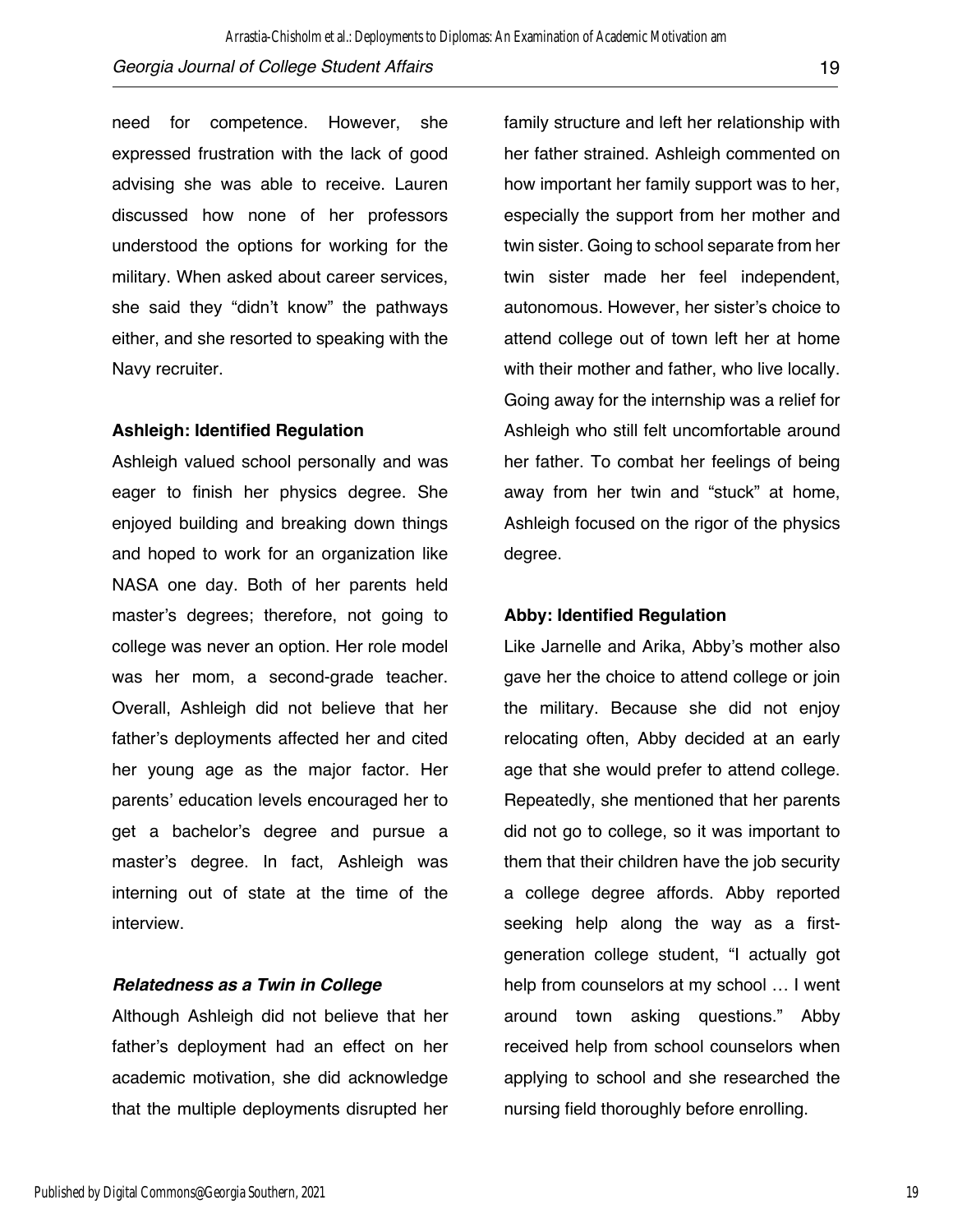need for competence. However, she expressed frustration with the lack of good advising she was able to receive. Lauren discussed how none of her professors understood the options for working for the military. When asked about career services, she said they "didn't know" the pathways either, and she resorted to speaking with the Navy recruiter.

**Ashleigh: Identified Regulation**

Ashleigh valued school personally and was eager to finish her physics degree. She enjoyed building and breaking down things and hoped to work for an organization like NASA one day. Both of her parents held master's degrees; therefore, not going to college was never an option. Her role model was her mom, a second-grade teacher. Overall, Ashleigh did not believe that her father's deployments affected her and cited her young age as the major factor. Her parents' education levels encouraged her to get a bachelor's degree and pursue a master's degree. In fact, Ashleigh was interning out of state at the time of the interview.

***Relatedness as a Twin in College***

Although Ashleigh did not believe that her father's deployment had an effect on her academic motivation, she did acknowledge that the multiple deployments disrupted her family structure and left her relationship with her father strained. Ashleigh commented on how important her family support was to her, especially the support from her mother and twin sister. Going to school separate from her twin sister made her feel independent, autonomous. However, her sister's choice to attend college out of town left her at home with their mother and father, who live locally. Going away for the internship was a relief for Ashleigh who still felt uncomfortable around her father. To combat her feelings of being away from her twin and "stuck" at home, Ashleigh focused on the rigor of the physics degree.

**Abby: Identified Regulation**

Like Jarnelle and Arika, Abby's mother also gave her the choice to attend college or join the military. Because she did not enjoy relocating often, Abby decided at an early age that she would prefer to attend college. Repeatedly, she mentioned that her parents did not go to college, so it was important to them that their children have the job security a college degree affords. Abby reported seeking help along the way as a first-generation college student, "I actually got help from counselors at my school … I went around town asking questions." Abby received help from school counselors when applying to school and she researched the nursing field thoroughly before enrolling.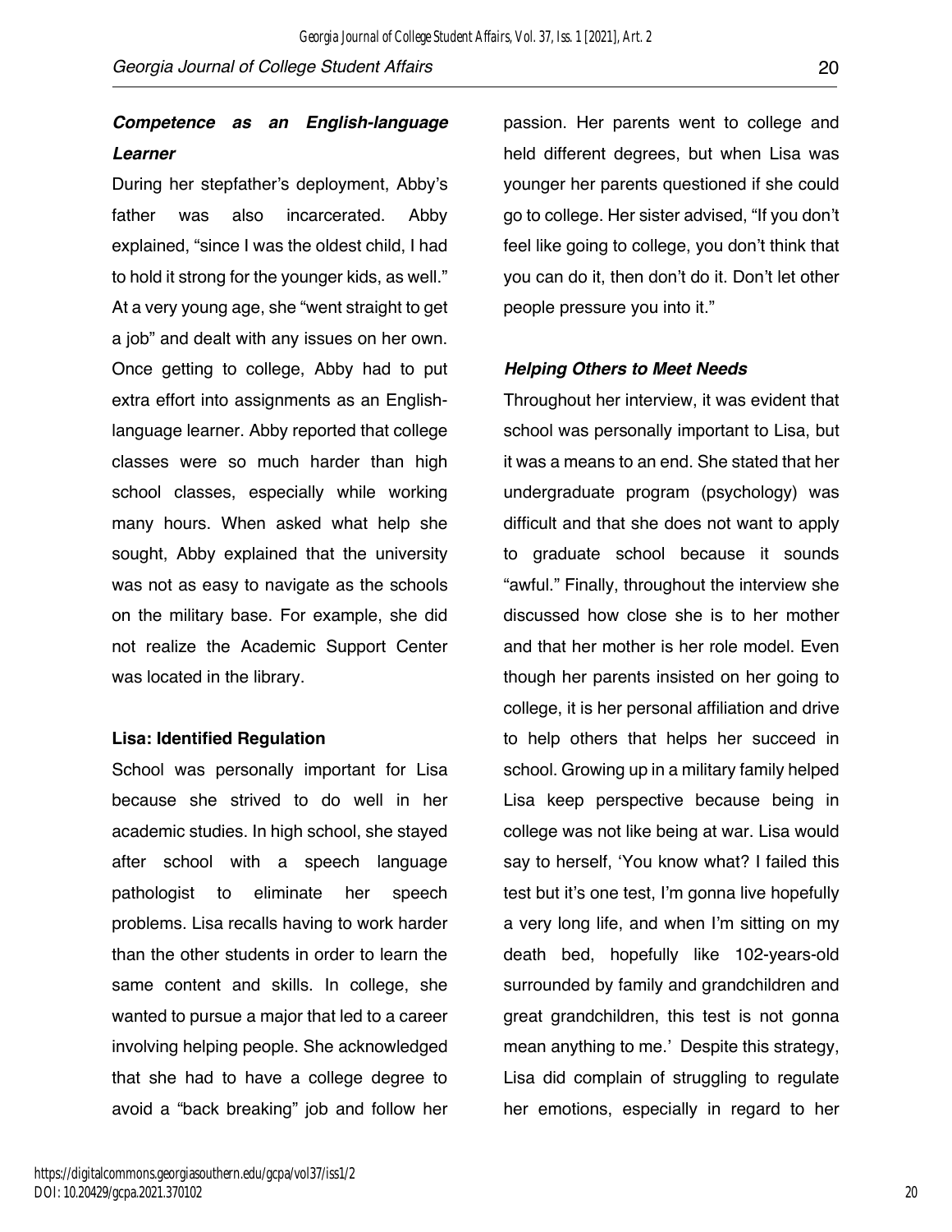***Competence as an English-language Learner***

During her stepfather's deployment, Abby's father was also incarcerated. Abby explained, "since I was the oldest child, I had to hold it strong for the younger kids, as well." At a very young age, she "went straight to get a job" and dealt with any issues on her own. Once getting to college, Abby had to put extra effort into assignments as an English-language learner. Abby reported that college classes were so much harder than high school classes, especially while working many hours. When asked what help she sought, Abby explained that the university was not as easy to navigate as the schools on the military base. For example, she did not realize the Academic Support Center was located in the library.

**Lisa: Identified Regulation**

School was personally important for Lisa because she strived to do well in her academic studies. In high school, she stayed after school with a speech language pathologist to eliminate her speech problems. Lisa recalls having to work harder than the other students in order to learn the same content and skills. In college, she wanted to pursue a major that led to a career involving helping people. She acknowledged that she had to have a college degree to avoid a "back breaking" job and follow her passion. Her parents went to college and held different degrees, but when Lisa was younger her parents questioned if she could go to college. Her sister advised, "If you don't feel like going to college, you don't think that you can do it, then don't do it. Don't let other people pressure you into it."

***Helping Others to Meet Needs***

Throughout her interview, it was evident that school was personally important to Lisa, but it was a means to an end. She stated that her undergraduate program (psychology) was difficult and that she does not want to apply to graduate school because it sounds "awful." Finally, throughout the interview she discussed how close she is to her mother and that her mother is her role model. Even though her parents insisted on her going to college, it is her personal affiliation and drive to help others that helps her succeed in school. Growing up in a military family helped Lisa keep perspective because being in college was not like being at war. Lisa would say to herself, 'You know what? I failed this test but it's one test, I'm gonna live hopefully a very long life, and when I'm sitting on my death bed, hopefully like 102-years-old surrounded by family and grandchildren and great grandchildren, this test is not gonna mean anything to me.' Despite this strategy, Lisa did complain of struggling to regulate her emotions, especially in regard to her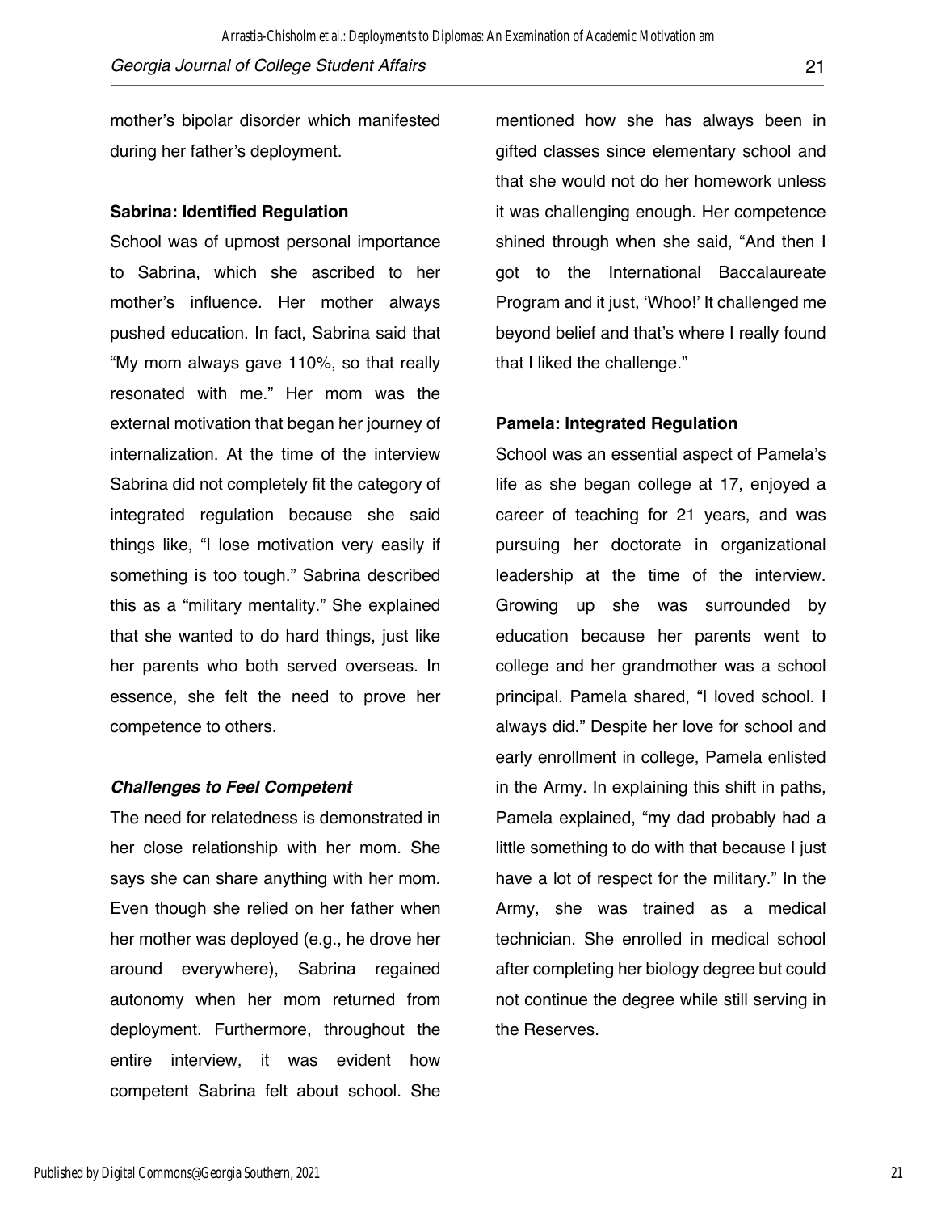mother's bipolar disorder which manifested during her father's deployment.

**Sabrina: Identified Regulation**

School was of upmost personal importance to Sabrina, which she ascribed to her mother's influence. Her mother always pushed education. In fact, Sabrina said that "My mom always gave 110%, so that really resonated with me." Her mom was the external motivation that began her journey of internalization. At the time of the interview Sabrina did not completely fit the category of integrated regulation because she said things like, "I lose motivation very easily if something is too tough." Sabrina described this as a "military mentality." She explained that she wanted to do hard things, just like her parents who both served overseas. In essence, she felt the need to prove her competence to others.

***Challenges to Feel Competent***

The need for relatedness is demonstrated in her close relationship with her mom. She says she can share anything with her mom. Even though she relied on her father when her mother was deployed (e.g., he drove her around everywhere), Sabrina regained autonomy when her mom returned from deployment. Furthermore, throughout the entire interview, it was evident how competent Sabrina felt about school. She mentioned how she has always been in gifted classes since elementary school and that she would not do her homework unless it was challenging enough. Her competence shined through when she said, "And then I got to the International Baccalaureate Program and it just, 'Whoo!' It challenged me beyond belief and that's where I really found that I liked the challenge."

**Pamela: Integrated Regulation**

School was an essential aspect of Pamela's life as she began college at 17, enjoyed a career of teaching for 21 years, and was pursuing her doctorate in organizational leadership at the time of the interview. Growing up she was surrounded by education because her parents went to college and her grandmother was a school principal. Pamela shared, "I loved school. I always did." Despite her love for school and early enrollment in college, Pamela enlisted in the Army. In explaining this shift in paths, Pamela explained, "my dad probably had a little something to do with that because I just have a lot of respect for the military." In the Army, she was trained as a medical technician. She enrolled in medical school after completing her biology degree but could not continue the degree while still serving in the Reserves.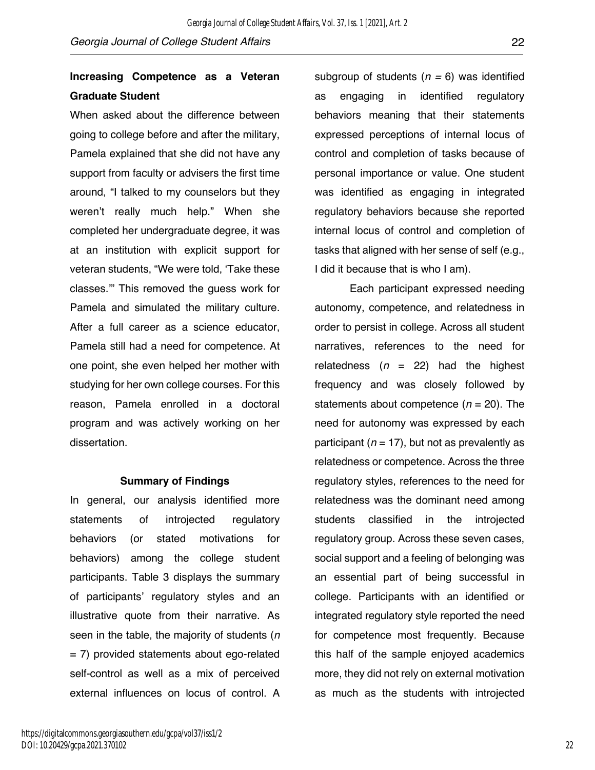**Increasing Competence as a Veteran Graduate Student**

When asked about the difference between going to college before and after the military, Pamela explained that she did not have any support from faculty or advisers the first time around, "I talked to my counselors but they weren't really much help." When she completed her undergraduate degree, it was at an institution with explicit support for veteran students, "We were told, 'Take these classes.'" This removed the guess work for Pamela and simulated the military culture. After a full career as a science educator, Pamela still had a need for competence. At one point, she even helped her mother with studying for her own college courses. For this reason, Pamela enrolled in a doctoral program and was actively working on her dissertation.

## Summary of Findings

In general, our analysis identified more statements of introjected regulatory behaviors (or stated motivations for behaviors) among the college student participants. Table 3 displays the summary of participants' regulatory styles and an illustrative quote from their narrative. As seen in the table, the majority of students ($n$ = 7) provided statements about ego-related self-control as well as a mix of perceived external influences on locus of control. A subgroup of students ($n$ = 6) was identified as engaging in identified regulatory behaviors meaning that their statements expressed perceptions of internal locus of control and completion of tasks because of personal importance or value. One student was identified as engaging in integrated regulatory behaviors because she reported internal locus of control and completion of tasks that aligned with her sense of self (e.g., I did it because that is who I am).

Each participant expressed needing autonomy, competence, and relatedness in order to persist in college. Across all student narratives, references to the need for relatedness ($n$ = 22) had the highest frequency and was closely followed by statements about competence ($n$ = 20). The need for autonomy was expressed by each participant ($n$ = 17), but not as prevalently as relatedness or competence. Across the three regulatory styles, references to the need for relatedness was the dominant need among students classified in the introjected regulatory group. Across these seven cases, social support and a feeling of belonging was an essential part of being successful in college. Participants with an identified or integrated regulatory style reported the need for competence most frequently. Because this half of the sample enjoyed academics more, they did not rely on external motivation as much as the students with introjected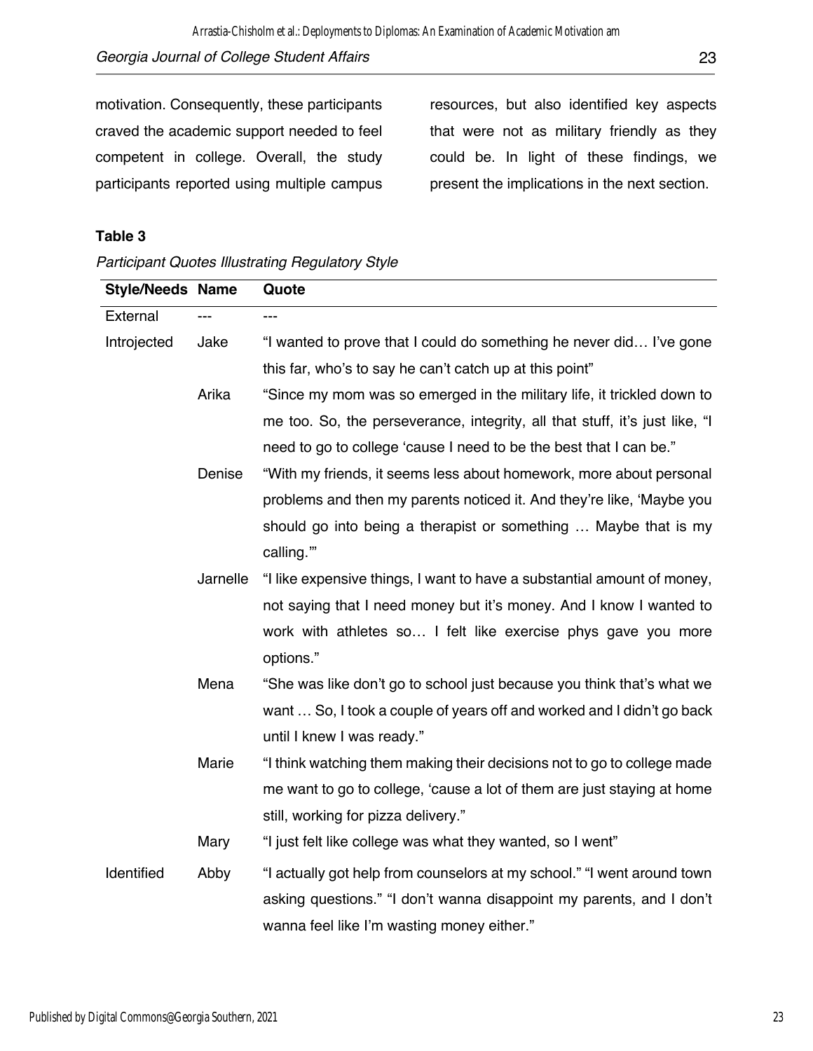motivation. Consequently, these participants craved the academic support needed to feel competent in college. Overall, the study participants reported using multiple campus resources, but also identified key aspects that were not as military friendly as they could be. In light of these findings, we present the implications in the next section.

**Table 3**

*Participant Quotes Illustrating Regulatory Style*

| Style/Needs | Name | Quote |
|---|---|---|
| External | --- | --- |
| Introjected | Jake | "I wanted to prove that I could do something he never did… I've gone this far, who's to say he can't catch up at this point" |
| | Arika | "Since my mom was so emerged in the military life, it trickled down to me too. So, the perseverance, integrity, all that stuff, it's just like, "I need to go to college 'cause I need to be the best that I can be." |
| | Denise | "With my friends, it seems less about homework, more about personal problems and then my parents noticed it. And they're like, 'Maybe you should go into being a therapist or something … Maybe that is my calling.'" |
| | Jarnelle | "I like expensive things, I want to have a substantial amount of money, not saying that I need money but it's money. And I know I wanted to work with athletes so… I felt like exercise phys gave you more options." |
| | Mena | "She was like don't go to school just because you think that's what we want … So, I took a couple of years off and worked and I didn't go back until I knew I was ready." |
| | Marie | "I think watching them making their decisions not to go to college made me want to go to college, 'cause a lot of them are just staying at home still, working for pizza delivery." |
| | Mary | "I just felt like college was what they wanted, so I went" |
| Identified | Abby | "I actually got help from counselors at my school." "I went around town asking questions." "I don't wanna disappoint my parents, and I don't wanna feel like I'm wasting money either." |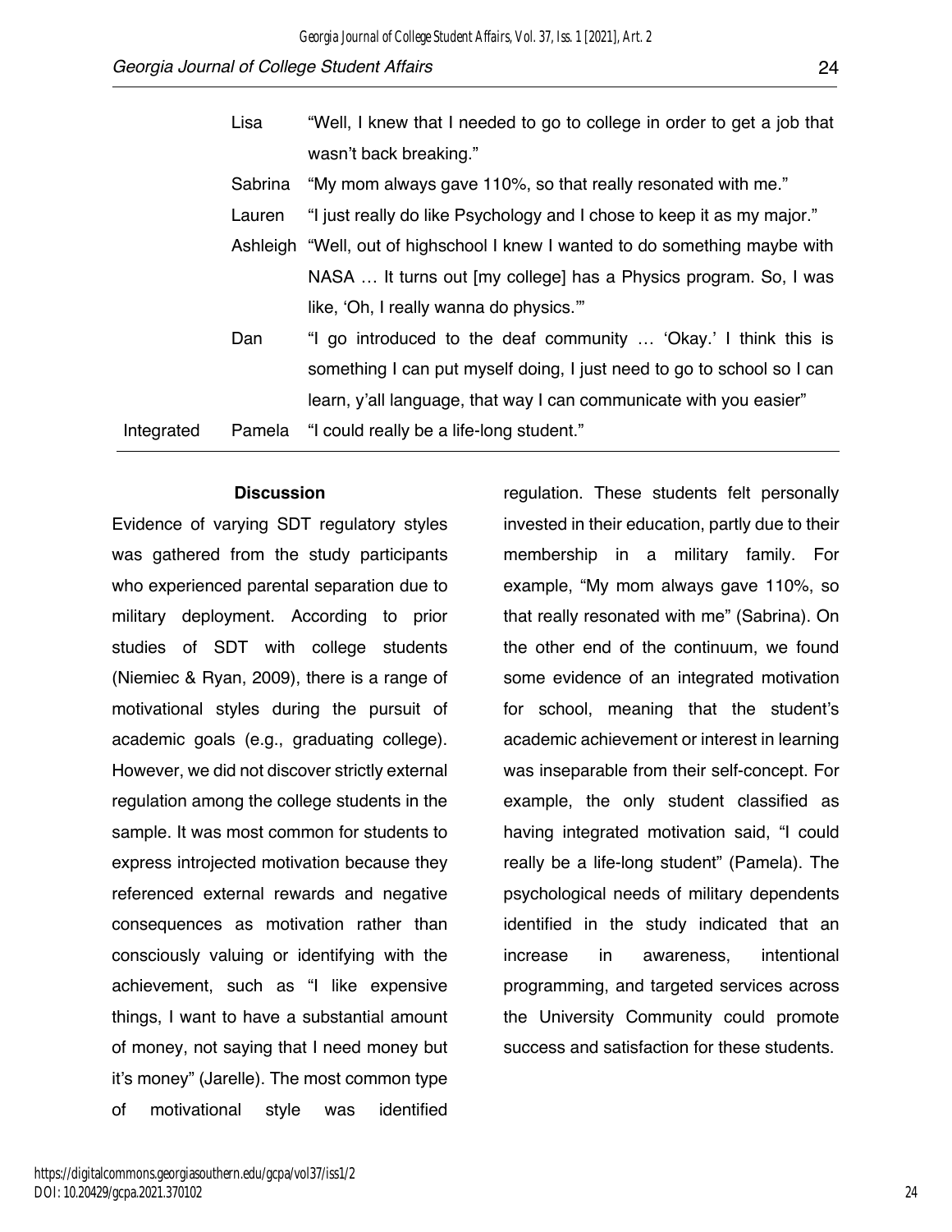| | | |
|---|---|---|
| | Lisa | "Well, I knew that I needed to go to college in order to get a job that wasn't back breaking." |
| | Sabrina | "My mom always gave 110%, so that really resonated with me." |
| | Lauren | "I just really do like Psychology and I chose to keep it as my major." |
| | Ashleigh | "Well, out of highschool I knew I wanted to do something maybe with NASA … It turns out [my college] has a Physics program. So, I was like, 'Oh, I really wanna do physics.'" |
| | Dan | "I go introduced to the deaf community … 'Okay.' I think this is something I can put myself doing, I just need to go to school so I can learn, y'all language, that way I can communicate with you easier" |
| Integrated | Pamela | "I could really be a life-long student." |

## Discussion

Evidence of varying SDT regulatory styles was gathered from the study participants who experienced parental separation due to military deployment. According to prior studies of SDT with college students (Niemiec & Ryan, 2009), there is a range of motivational styles during the pursuit of academic goals (e.g., graduating college). However, we did not discover strictly external regulation among the college students in the sample. It was most common for students to express introjected motivation because they referenced external rewards and negative consequences as motivation rather than consciously valuing or identifying with the achievement, such as "I like expensive things, I want to have a substantial amount of money, not saying that I need money but it's money" (Jarelle). The most common type of motivational style was identified regulation. These students felt personally invested in their education, partly due to their membership in a military family. For example, "My mom always gave 110%, so that really resonated with me" (Sabrina). On the other end of the continuum, we found some evidence of an integrated motivation for school, meaning that the student's academic achievement or interest in learning was inseparable from their self-concept. For example, the only student classified as having integrated motivation said, "I could really be a life-long student" (Pamela). The psychological needs of military dependents identified in the study indicated that an increase in awareness, intentional programming, and targeted services across the University Community could promote success and satisfaction for these students.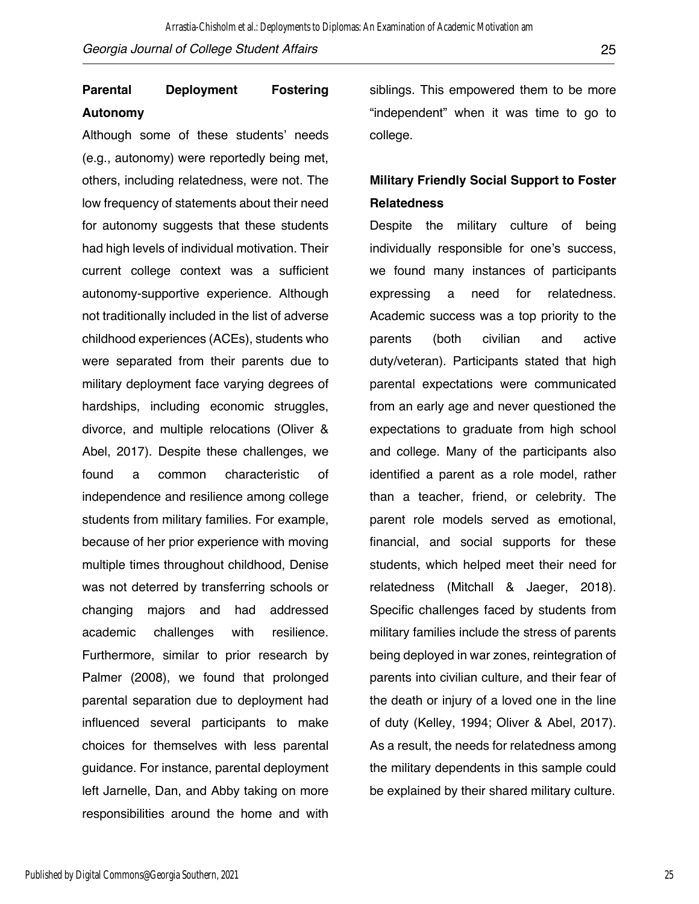### Parental Deployment Fostering Autonomy

Although some of these students' needs (e.g., autonomy) were reportedly being met, others, including relatedness, were not. The low frequency of statements about their need for autonomy suggests that these students had high levels of individual motivation. Their current college context was a sufficient autonomy-supportive experience. Although not traditionally included in the list of adverse childhood experiences (ACEs), students who were separated from their parents due to military deployment face varying degrees of hardships, including economic struggles, divorce, and multiple relocations (Oliver & Abel, 2017). Despite these challenges, we found a common characteristic of independence and resilience among college students from military families. For example, because of her prior experience with moving multiple times throughout childhood, Denise was not deterred by transferring schools or changing majors and had addressed academic challenges with resilience. Furthermore, similar to prior research by Palmer (2008), we found that prolonged parental separation due to deployment had influenced several participants to make choices for themselves with less parental guidance. For instance, parental deployment left Jarnelle, Dan, and Abby taking on more responsibilities around the home and with siblings. This empowered them to be more "independent" when it was time to go to college.

### Military Friendly Social Support to Foster Relatedness

Despite the military culture of being individually responsible for one's success, we found many instances of participants expressing a need for relatedness. Academic success was a top priority to the parents (both civilian and active duty/veteran). Participants stated that high parental expectations were communicated from an early age and never questioned the expectations to graduate from high school and college. Many of the participants also identified a parent as a role model, rather than a teacher, friend, or celebrity. The parent role models served as emotional, financial, and social supports for these students, which helped meet their need for relatedness (Mitchall & Jaeger, 2018). Specific challenges faced by students from military families include the stress of parents being deployed in war zones, reintegration of parents into civilian culture, and their fear of the death or injury of a loved one in the line of duty (Kelley, 1994; Oliver & Abel, 2017). As a result, the needs for relatedness among the military dependents in this sample could be explained by their shared military culture.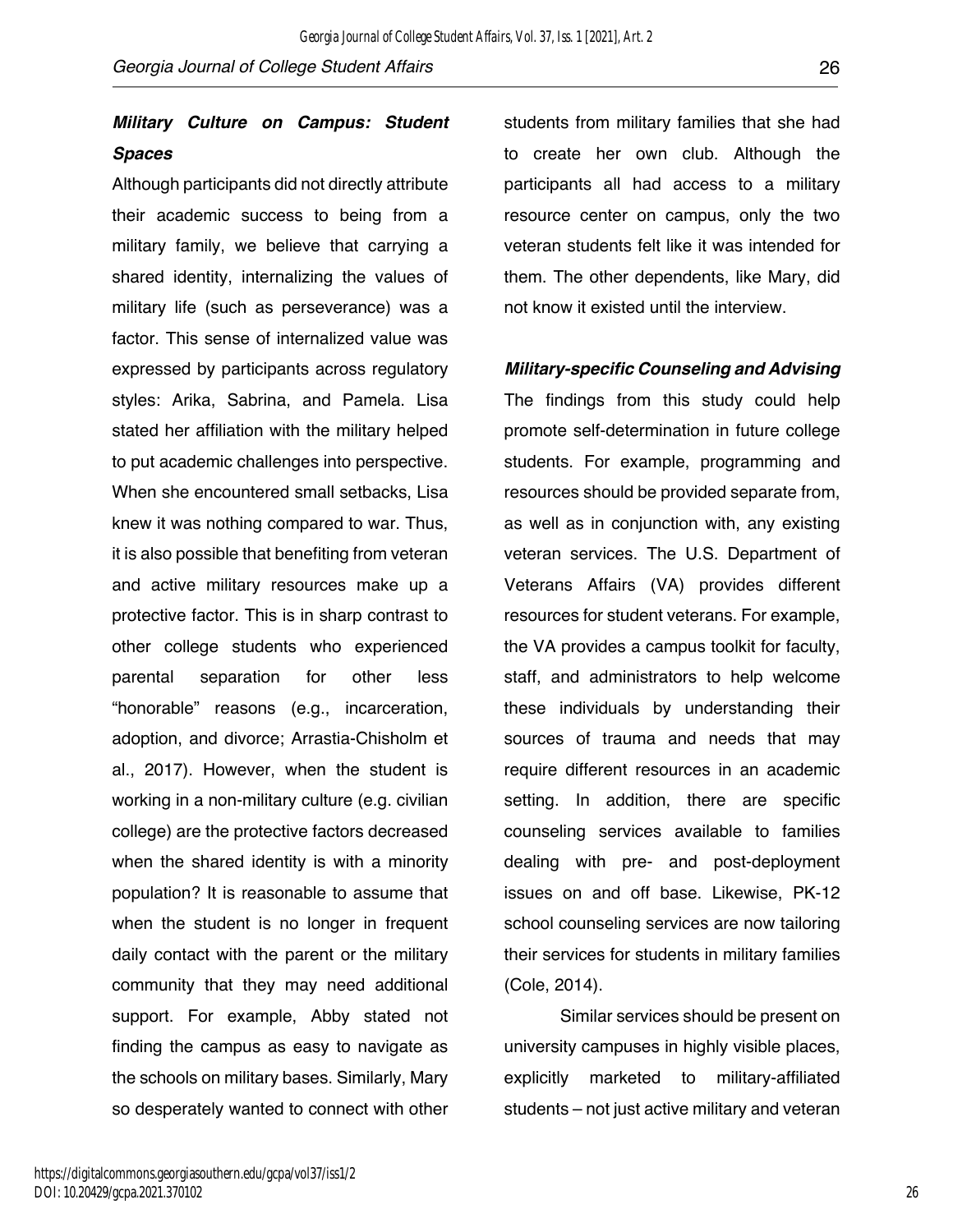### *Military Culture on Campus: Student Spaces*

Although participants did not directly attribute their academic success to being from a military family, we believe that carrying a shared identity, internalizing the values of military life (such as perseverance) was a factor. This sense of internalized value was expressed by participants across regulatory styles: Arika, Sabrina, and Pamela. Lisa stated her affiliation with the military helped to put academic challenges into perspective. When she encountered small setbacks, Lisa knew it was nothing compared to war. Thus, it is also possible that benefiting from veteran and active military resources make up a protective factor. This is in sharp contrast to other college students who experienced parental separation for other less "honorable" reasons (e.g., incarceration, adoption, and divorce; Arrastia-Chisholm et al., 2017). However, when the student is working in a non-military culture (e.g. civilian college) are the protective factors decreased when the shared identity is with a minority population? It is reasonable to assume that when the student is no longer in frequent daily contact with the parent or the military community that they may need additional support. For example, Abby stated not finding the campus as easy to navigate as the schools on military bases. Similarly, Mary so desperately wanted to connect with other students from military families that she had to create her own club. Although the participants all had access to a military resource center on campus, only the two veteran students felt like it was intended for them. The other dependents, like Mary, did not know it existed until the interview.

### *Military-specific Counseling and Advising*

The findings from this study could help promote self-determination in future college students. For example, programming and resources should be provided separate from, as well as in conjunction with, any existing veteran services. The U.S. Department of Veterans Affairs (VA) provides different resources for student veterans. For example, the VA provides a campus toolkit for faculty, staff, and administrators to help welcome these individuals by understanding their sources of trauma and needs that may require different resources in an academic setting. In addition, there are specific counseling services available to families dealing with pre- and post-deployment issues on and off base. Likewise, PK-12 school counseling services are now tailoring their services for students in military families (Cole, 2014).

Similar services should be present on university campuses in highly visible places, explicitly marketed to military-affiliated students – not just active military and veteran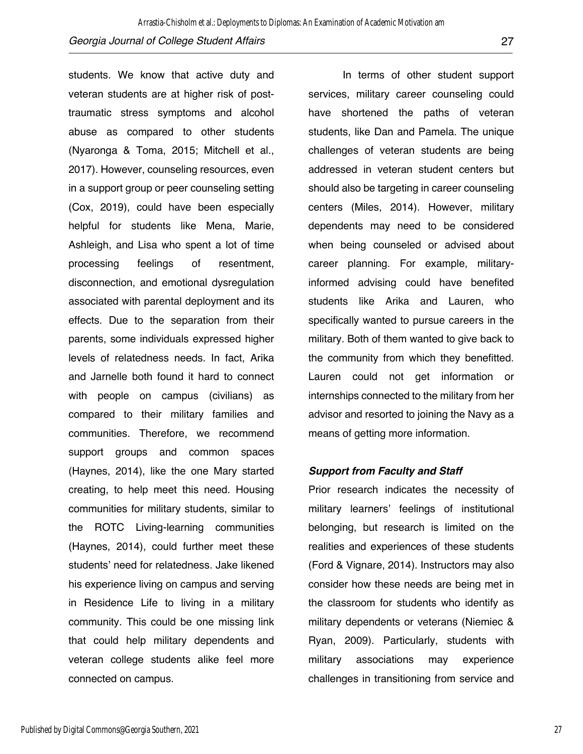students. We know that active duty and veteran students are at higher risk of post-traumatic stress symptoms and alcohol abuse as compared to other students (Nyaronga & Toma, 2015; Mitchell et al., 2017). However, counseling resources, even in a support group or peer counseling setting (Cox, 2019), could have been especially helpful for students like Mena, Marie, Ashleigh, and Lisa who spent a lot of time processing feelings of resentment, disconnection, and emotional dysregulation associated with parental deployment and its effects. Due to the separation from their parents, some individuals expressed higher levels of relatedness needs. In fact, Arika and Jarnelle both found it hard to connect with people on campus (civilians) as compared to their military families and communities. Therefore, we recommend support groups and common spaces (Haynes, 2014), like the one Mary started creating, to help meet this need. Housing communities for military students, similar to the ROTC Living-learning communities (Haynes, 2014), could further meet these students' need for relatedness. Jake likened his experience living on campus and serving in Residence Life to living in a military community. This could be one missing link that could help military dependents and veteran college students alike feel more connected on campus.

In terms of other student support services, military career counseling could have shortened the paths of veteran students, like Dan and Pamela. The unique challenges of veteran students are being addressed in veteran student centers but should also be targeting in career counseling centers (Miles, 2014). However, military dependents may need to be considered when being counseled or advised about career planning. For example, military-informed advising could have benefited students like Arika and Lauren, who specifically wanted to pursue careers in the military. Both of them wanted to give back to the community from which they benefitted. Lauren could not get information or internships connected to the military from her advisor and resorted to joining the Navy as a means of getting more information.

### *Support from Faculty and Staff*

Prior research indicates the necessity of military learners' feelings of institutional belonging, but research is limited on the realities and experiences of these students (Ford & Vignare, 2014). Instructors may also consider how these needs are being met in the classroom for students who identify as military dependents or veterans (Niemiec & Ryan, 2009). Particularly, students with military associations may experience challenges in transitioning from service and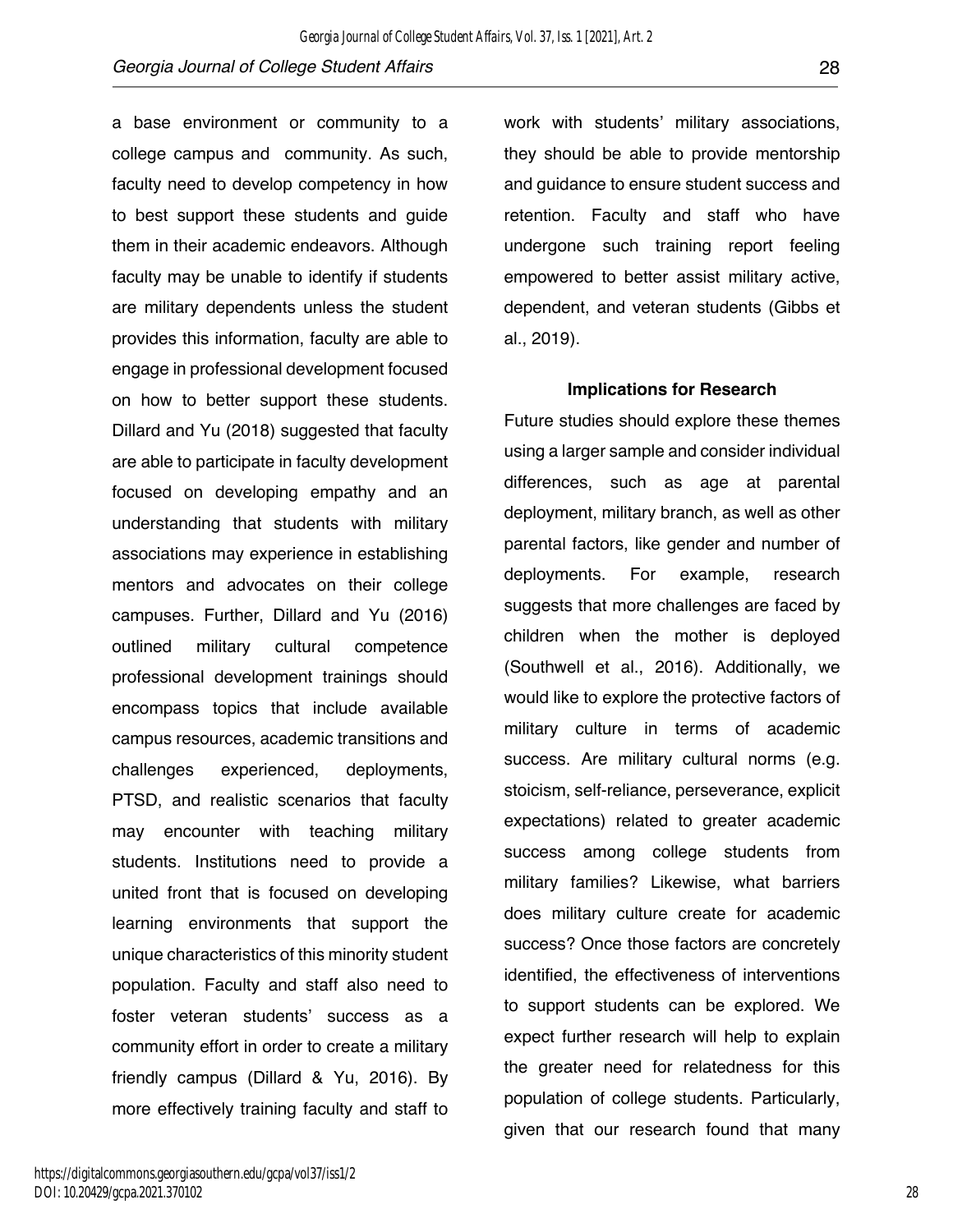a base environment or community to a college campus and community. As such, faculty need to develop competency in how to best support these students and guide them in their academic endeavors. Although faculty may be unable to identify if students are military dependents unless the student provides this information, faculty are able to engage in professional development focused on how to better support these students. Dillard and Yu (2018) suggested that faculty are able to participate in faculty development focused on developing empathy and an understanding that students with military associations may experience in establishing mentors and advocates on their college campuses. Further, Dillard and Yu (2016) outlined military cultural competence professional development trainings should encompass topics that include available campus resources, academic transitions and challenges experienced, deployments, PTSD, and realistic scenarios that faculty may encounter with teaching military students. Institutions need to provide a united front that is focused on developing learning environments that support the unique characteristics of this minority student population. Faculty and staff also need to foster veteran students' success as a community effort in order to create a military friendly campus (Dillard & Yu, 2016). By more effectively training faculty and staff to work with students' military associations, they should be able to provide mentorship and guidance to ensure student success and retention. Faculty and staff who have undergone such training report feeling empowered to better assist military active, dependent, and veteran students (Gibbs et al., 2019).

### Implications for Research

Future studies should explore these themes using a larger sample and consider individual differences, such as age at parental deployment, military branch, as well as other parental factors, like gender and number of deployments. For example, research suggests that more challenges are faced by children when the mother is deployed (Southwell et al., 2016). Additionally, we would like to explore the protective factors of military culture in terms of academic success. Are military cultural norms (e.g. stoicism, self-reliance, perseverance, explicit expectations) related to greater academic success among college students from military families? Likewise, what barriers does military culture create for academic success? Once those factors are concretely identified, the effectiveness of interventions to support students can be explored. We expect further research will help to explain the greater need for relatedness for this population of college students. Particularly, given that our research found that many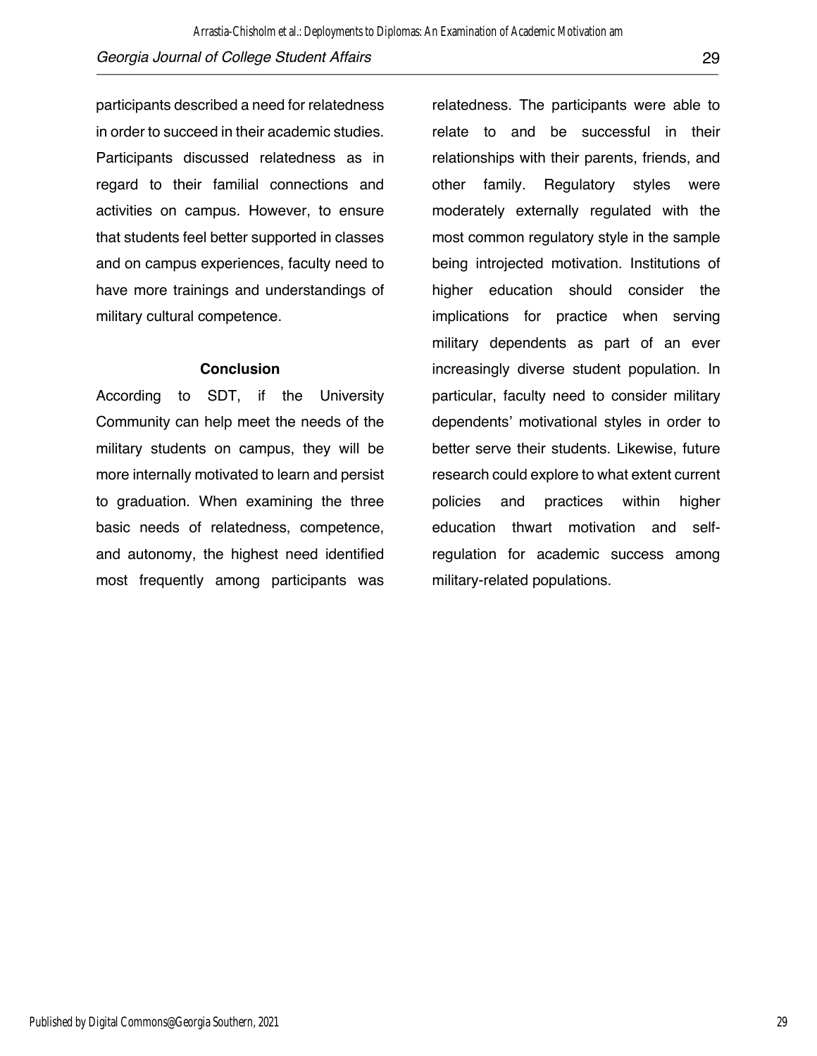participants described a need for relatedness in order to succeed in their academic studies. Participants discussed relatedness as in regard to their familial connections and activities on campus. However, to ensure that students feel better supported in classes and on campus experiences, faculty need to have more trainings and understandings of military cultural competence.

## Conclusion

According to SDT, if the University Community can help meet the needs of the military students on campus, they will be more internally motivated to learn and persist to graduation. When examining the three basic needs of relatedness, competence, and autonomy, the highest need identified most frequently among participants was relatedness. The participants were able to relate to and be successful in their relationships with their parents, friends, and other family. Regulatory styles were moderately externally regulated with the most common regulatory style in the sample being introjected motivation. Institutions of higher education should consider the implications for practice when serving military dependents as part of an ever increasingly diverse student population. In particular, faculty need to consider military dependents' motivational styles in order to better serve their students. Likewise, future research could explore to what extent current policies and practices within higher education thwart motivation and self-regulation for academic success among military-related populations.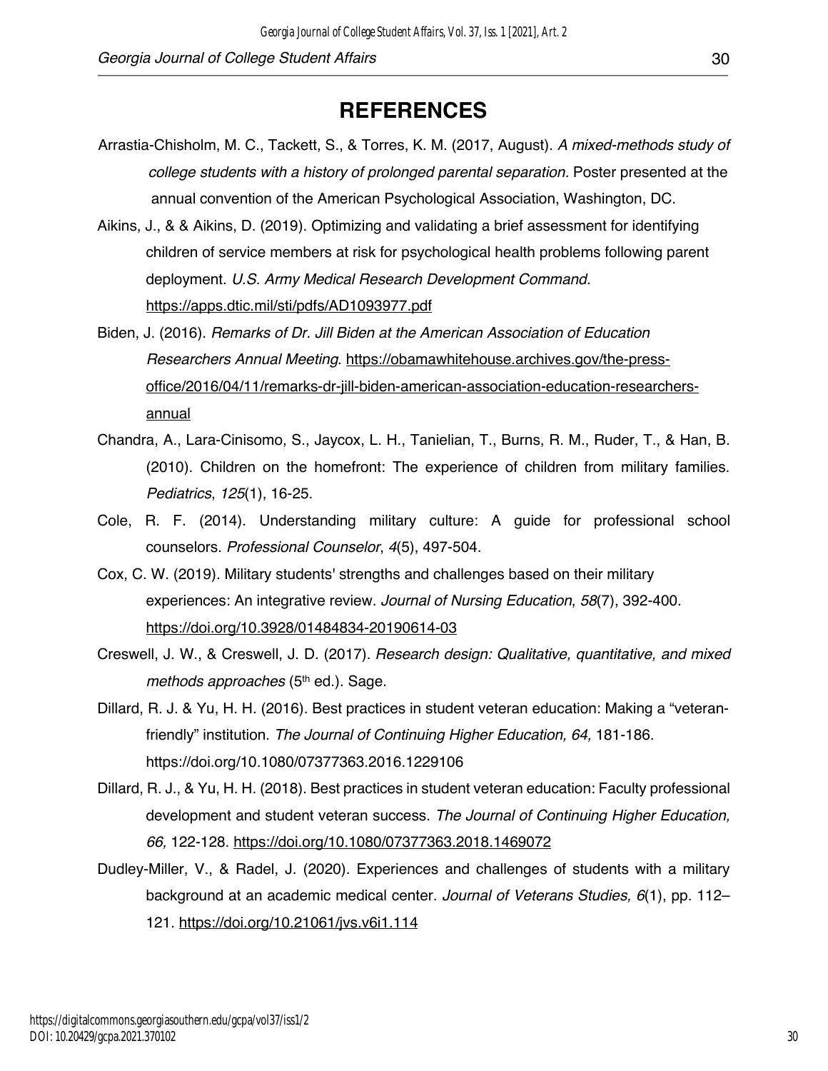# REFERENCES

Arrastia-Chisholm, M. C., Tackett, S., & Torres, K. M. (2017, August). *A mixed-methods study of college students with a history of prolonged parental separation.* Poster presented at the annual convention of the American Psychological Association, Washington, DC.

Aikins, J., & & Aikins, D. (2019). Optimizing and validating a brief assessment for identifying children of service members at risk for psychological health problems following parent deployment. *U.S. Army Medical Research Development Command.* https://apps.dtic.mil/sti/pdfs/AD1093977.pdf

Biden, J. (2016). *Remarks of Dr. Jill Biden at the American Association of Education Researchers Annual Meeting*. https://obamawhitehouse.archives.gov/the-press-office/2016/04/11/remarks-dr-jill-biden-american-association-education-researchers-annual

Chandra, A., Lara-Cinisomo, S., Jaycox, L. H., Tanielian, T., Burns, R. M., Ruder, T., & Han, B. (2010). Children on the homefront: The experience of children from military families. *Pediatrics*, *125*(1), 16-25.

Cole, R. F. (2014). Understanding military culture: A guide for professional school counselors. *Professional Counselor*, *4*(5), 497-504.

Cox, C. W. (2019). Military students' strengths and challenges based on their military experiences: An integrative review. *Journal of Nursing Education*, *58*(7), 392-400. https://doi.org/10.3928/01484834-20190614-03

Creswell, J. W., & Creswell, J. D. (2017). *Research design: Qualitative, quantitative, and mixed methods approaches* (5th ed.). Sage.

Dillard, R. J. & Yu, H. H. (2016). Best practices in student veteran education: Making a "veteran-friendly" institution. *The Journal of Continuing Higher Education, 64,* 181-186. https://doi.org/10.1080/07377363.2016.1229106

Dillard, R. J., & Yu, H. H. (2018). Best practices in student veteran education: Faculty professional development and student veteran success. *The Journal of Continuing Higher Education, 66,* 122-128. https://doi.org/10.1080/07377363.2018.1469072

Dudley-Miller, V., & Radel, J. (2020). Experiences and challenges of students with a military background at an academic medical center. *Journal of Veterans Studies, 6*(1), pp. 112–121. https://doi.org/10.21061/jvs.v6i1.114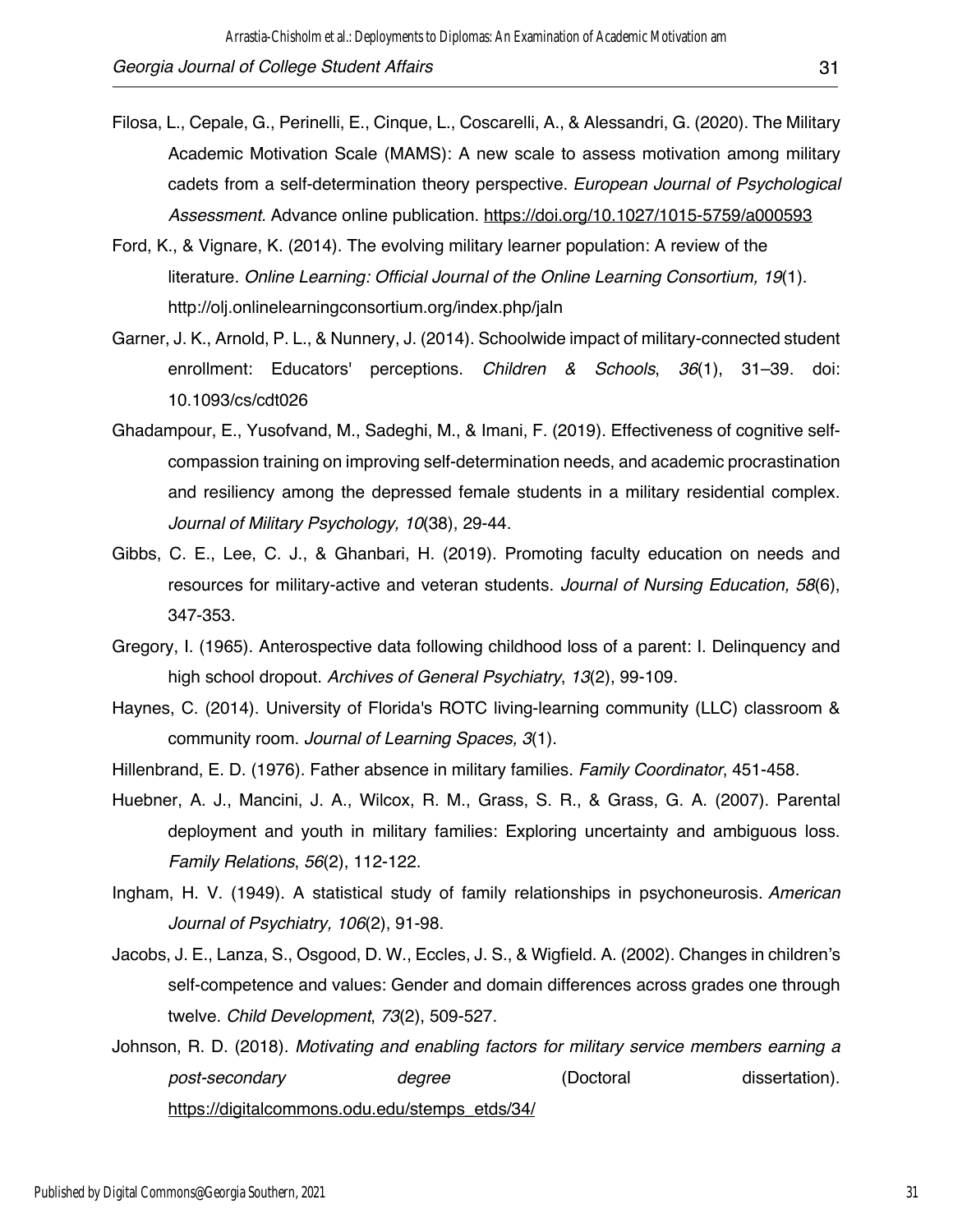Filosa, L., Cepale, G., Perinelli, E., Cinque, L., Coscarelli, A., & Alessandri, G. (2020). The Military Academic Motivation Scale (MAMS): A new scale to assess motivation among military cadets from a self-determination theory perspective. *European Journal of Psychological Assessment*. Advance online publication. https://doi.org/10.1027/1015-5759/a000593

Ford, K., & Vignare, K. (2014). The evolving military learner population: A review of the literature. *Online Learning: Official Journal of the Online Learning Consortium, 19*(1). http://olj.onlinelearningconsortium.org/index.php/jaln

Garner, J. K., Arnold, P. L., & Nunnery, J. (2014). Schoolwide impact of military-connected student enrollment: Educators' perceptions. *Children & Schools*, *36*(1), 31–39. doi: 10.1093/cs/cdt026

Ghadampour, E., Yusofvand, M., Sadeghi, M., & Imani, F. (2019). Effectiveness of cognitive self-compassion training on improving self-determination needs, and academic procrastination and resiliency among the depressed female students in a military residential complex. *Journal of Military Psychology, 10*(38), 29-44.

Gibbs, C. E., Lee, C. J., & Ghanbari, H. (2019). Promoting faculty education on needs and resources for military-active and veteran students. *Journal of Nursing Education, 58*(6), 347-353.

Gregory, I. (1965). Anterospective data following childhood loss of a parent: I. Delinquency and high school dropout. *Archives of General Psychiatry*, *13*(2), 99-109.

Haynes, C. (2014). University of Florida's ROTC living-learning community (LLC) classroom & community room. *Journal of Learning Spaces, 3*(1).

Hillenbrand, E. D. (1976). Father absence in military families. *Family Coordinator*, 451-458.

Huebner, A. J., Mancini, J. A., Wilcox, R. M., Grass, S. R., & Grass, G. A. (2007). Parental deployment and youth in military families: Exploring uncertainty and ambiguous loss. *Family Relations*, *56*(2), 112-122.

Ingham, H. V. (1949). A statistical study of family relationships in psychoneurosis. *American Journal of Psychiatry, 106*(2), 91-98.

Jacobs, J. E., Lanza, S., Osgood, D. W., Eccles, J. S., & Wigfield. A. (2002). Changes in children's self-competence and values: Gender and domain differences across grades one through twelve. *Child Development*, *73*(2), 509-527.

Johnson, R. D. (2018). *Motivating and enabling factors for military service members earning a post-secondary degree* (Doctoral dissertation). https://digitalcommons.odu.edu/stemps_etds/34/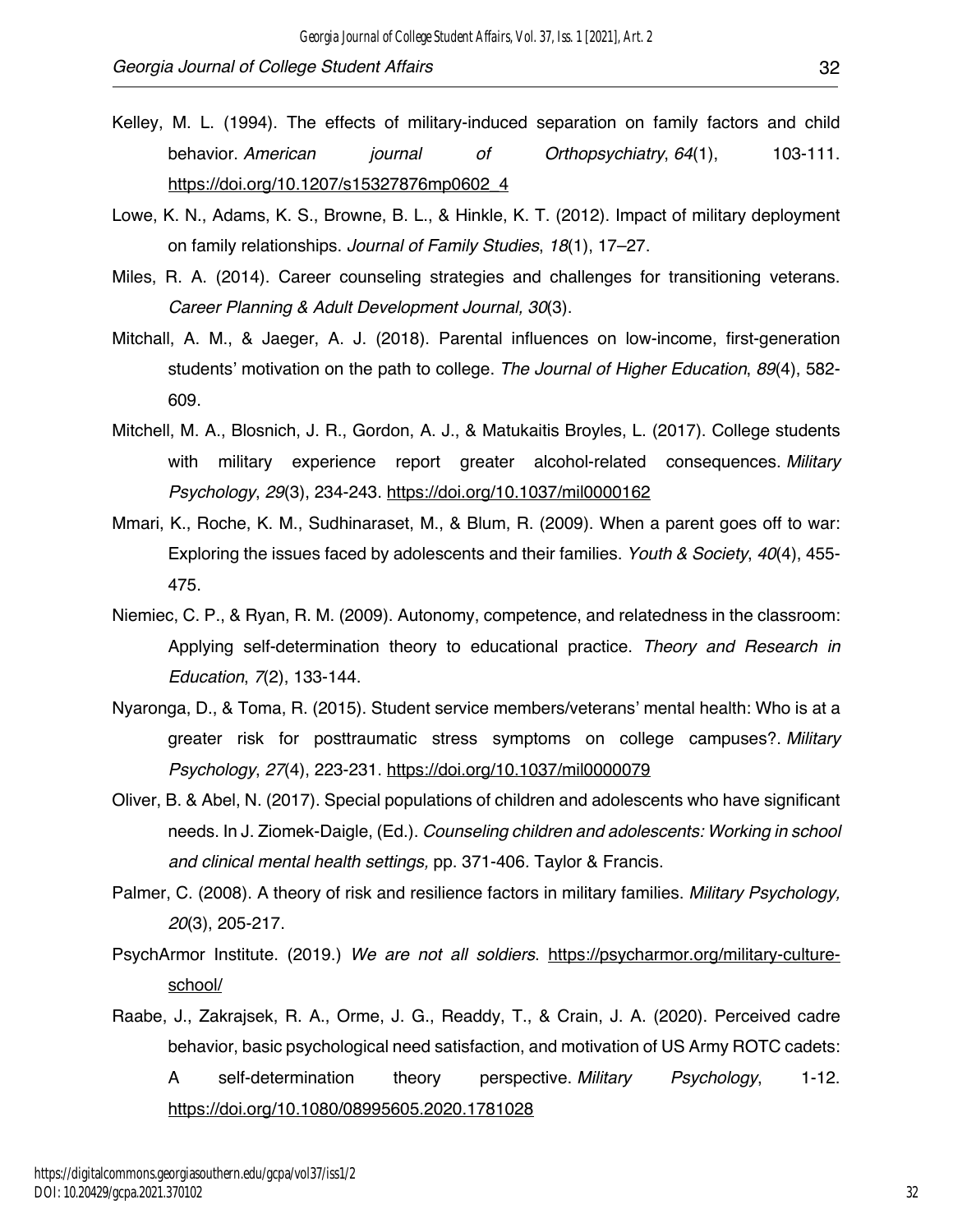Kelley, M. L. (1994). The effects of military-induced separation on family factors and child behavior. *American journal of Orthopsychiatry*, *64*(1), 103-111. https://doi.org/10.1207/s15327876mp0602_4

Lowe, K. N., Adams, K. S., Browne, B. L., & Hinkle, K. T. (2012). Impact of military deployment on family relationships. *Journal of Family Studies*, *18*(1), 17–27.

Miles, R. A. (2014). Career counseling strategies and challenges for transitioning veterans. *Career Planning & Adult Development Journal, 30*(3).

Mitchall, A. M., & Jaeger, A. J. (2018). Parental influences on low-income, first-generation students' motivation on the path to college. *The Journal of Higher Education*, *89*(4), 582-609.

Mitchell, M. A., Blosnich, J. R., Gordon, A. J., & Matukaitis Broyles, L. (2017). College students with military experience report greater alcohol-related consequences. *Military Psychology*, *29*(3), 234-243. https://doi.org/10.1037/mil0000162

Mmari, K., Roche, K. M., Sudhinaraset, M., & Blum, R. (2009). When a parent goes off to war: Exploring the issues faced by adolescents and their families. *Youth & Society*, *40*(4), 455-475.

Niemiec, C. P., & Ryan, R. M. (2009). Autonomy, competence, and relatedness in the classroom: Applying self-determination theory to educational practice. *Theory and Research in Education*, *7*(2), 133-144.

Nyaronga, D., & Toma, R. (2015). Student service members/veterans' mental health: Who is at a greater risk for posttraumatic stress symptoms on college campuses?. *Military Psychology*, *27*(4), 223-231. https://doi.org/10.1037/mil0000079

Oliver, B. & Abel, N. (2017). Special populations of children and adolescents who have significant needs. In J. Ziomek-Daigle, (Ed.). *Counseling children and adolescents: Working in school and clinical mental health settings,* pp. 371-406. Taylor & Francis.

Palmer, C. (2008). A theory of risk and resilience factors in military families. *Military Psychology, 20*(3), 205-217.

PsychArmor Institute. (2019.) *We are not all soldiers*. https://psycharmor.org/military-culture-school/

Raabe, J., Zakrajsek, R. A., Orme, J. G., Readdy, T., & Crain, J. A. (2020). Perceived cadre behavior, basic psychological need satisfaction, and motivation of US Army ROTC cadets: A self-determination theory perspective. *Military Psychology*, 1-12. https://doi.org/10.1080/08995605.2020.1781028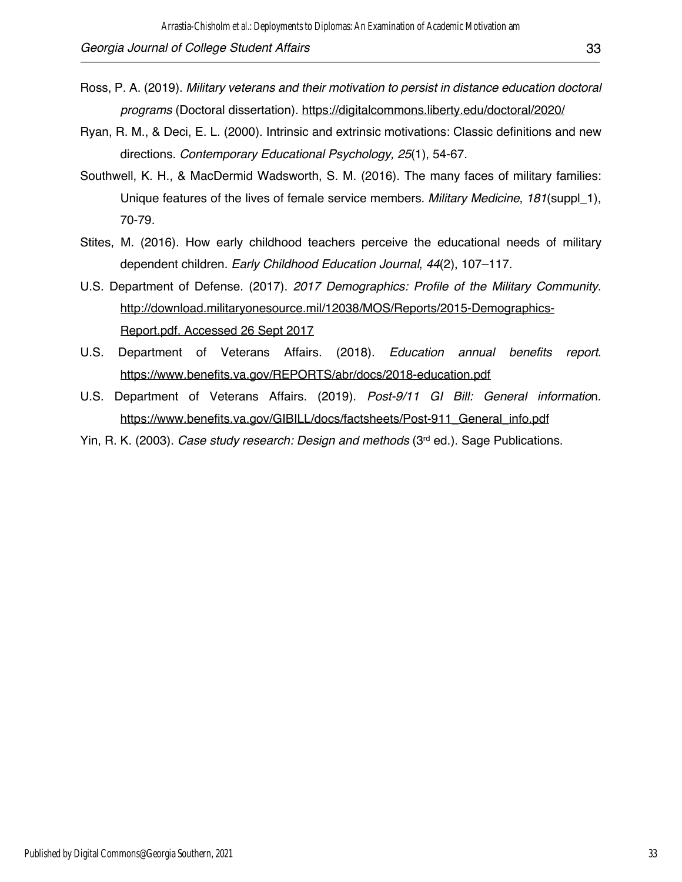Ross, P. A. (2019). *Military veterans and their motivation to persist in distance education doctoral programs* (Doctoral dissertation). https://digitalcommons.liberty.edu/doctoral/2020/

Ryan, R. M., & Deci, E. L. (2000). Intrinsic and extrinsic motivations: Classic definitions and new directions. *Contemporary Educational Psychology, 25*(1), 54-67.

Southwell, K. H., & MacDermid Wadsworth, S. M. (2016). The many faces of military families: Unique features of the lives of female service members. *Military Medicine*, *181*(suppl_1), 70-79.

Stites, M. (2016). How early childhood teachers perceive the educational needs of military dependent children. *Early Childhood Education Journal*, *44*(2), 107–117.

U.S. Department of Defense. (2017). *2017 Demographics: Profile of the Military Community*. http://download.militaryonesource.mil/12038/MOS/Reports/2015-Demographics-Report.pdf. Accessed 26 Sept 2017

U.S. Department of Veterans Affairs. (2018). *Education annual benefits report*. https://www.benefits.va.gov/REPORTS/abr/docs/2018-education.pdf

U.S. Department of Veterans Affairs. (2019). *Post-9/11 GI Bill: General informatio*n. https://www.benefits.va.gov/GIBILL/docs/factsheets/Post-911_General_info.pdf

Yin, R. K. (2003). *Case study research: Design and methods* (3rd ed.). Sage Publications.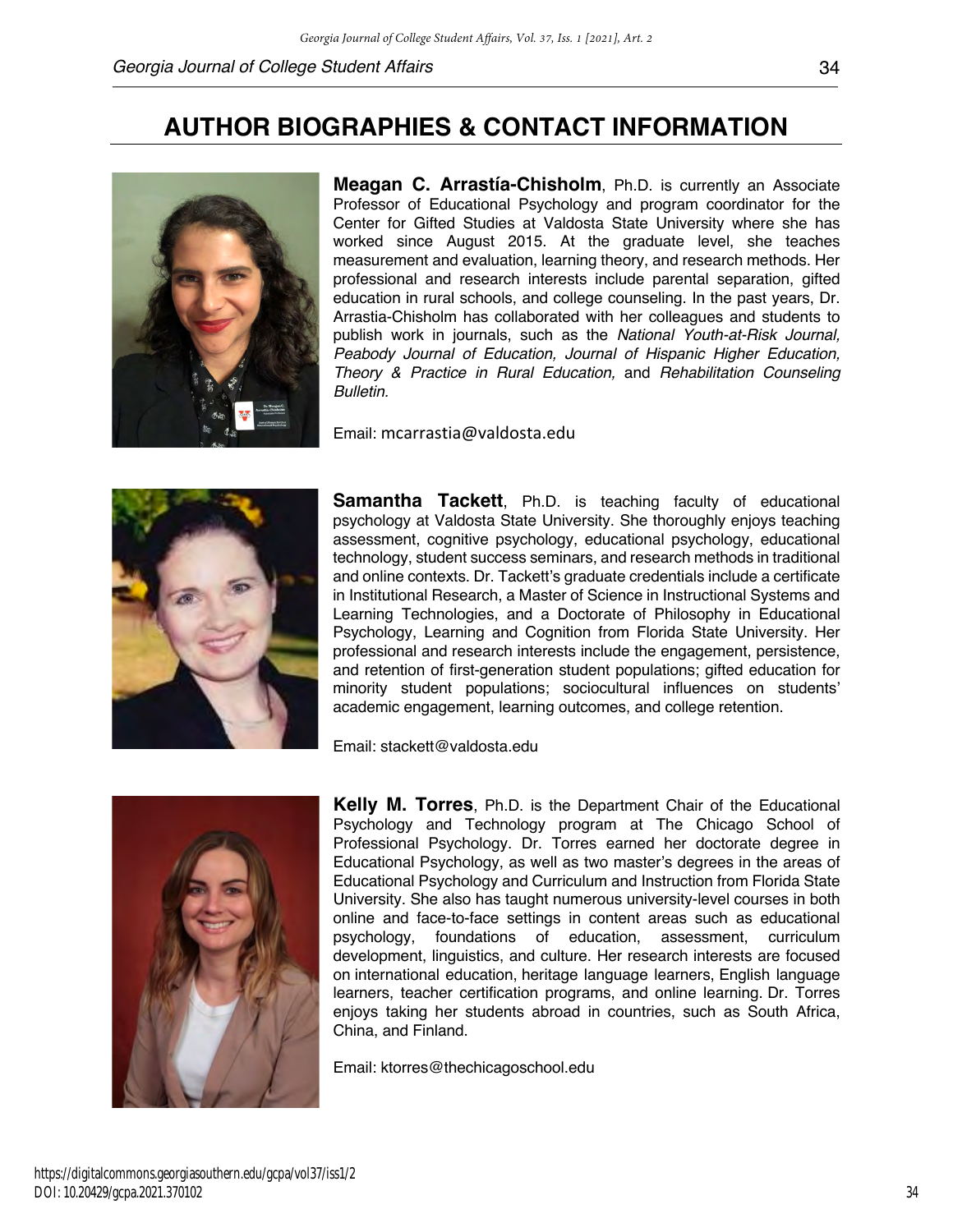# AUTHOR BIOGRAPHIES & CONTACT INFORMATION

**Meagan C. Arrastía-Chisholm**, Ph.D. is currently an Associate Professor of Educational Psychology and program coordinator for the Center for Gifted Studies at Valdosta State University where she has worked since August 2015. At the graduate level, she teaches measurement and evaluation, learning theory, and research methods. Her professional and research interests include parental separation, gifted education in rural schools, and college counseling. In the past years, Dr. Arrastia-Chisholm has collaborated with her colleagues and students to publish work in journals, such as the *National Youth-at-Risk Journal, Peabody Journal of Education, Journal of Hispanic Higher Education, Theory & Practice in Rural Education,* and *Rehabilitation Counseling Bulletin.*

Email: mcarrastia@valdosta.edu

**Samantha Tackett**, Ph.D. is teaching faculty of educational psychology at Valdosta State University. She thoroughly enjoys teaching assessment, cognitive psychology, educational psychology, educational technology, student success seminars, and research methods in traditional and online contexts. Dr. Tackett's graduate credentials include a certificate in Institutional Research, a Master of Science in Instructional Systems and Learning Technologies, and a Doctorate of Philosophy in Educational Psychology, Learning and Cognition from Florida State University. Her professional and research interests include the engagement, persistence, and retention of first-generation student populations; gifted education for minority student populations; sociocultural influences on students' academic engagement, learning outcomes, and college retention.

Email: stackett@valdosta.edu

**Kelly M. Torres**, Ph.D. is the Department Chair of the Educational Psychology and Technology program at The Chicago School of Professional Psychology. Dr. Torres earned her doctorate degree in Educational Psychology, as well as two master's degrees in the areas of Educational Psychology and Curriculum and Instruction from Florida State University. She also has taught numerous university-level courses in both online and face-to-face settings in content areas such as educational psychology, foundations of education, assessment, curriculum development, linguistics, and culture. Her research interests are focused on international education, heritage language learners, English language learners, teacher certification programs, and online learning. Dr. Torres enjoys taking her students abroad in countries, such as South Africa, China, and Finland.

Email: ktorres@thechicagoschool.edu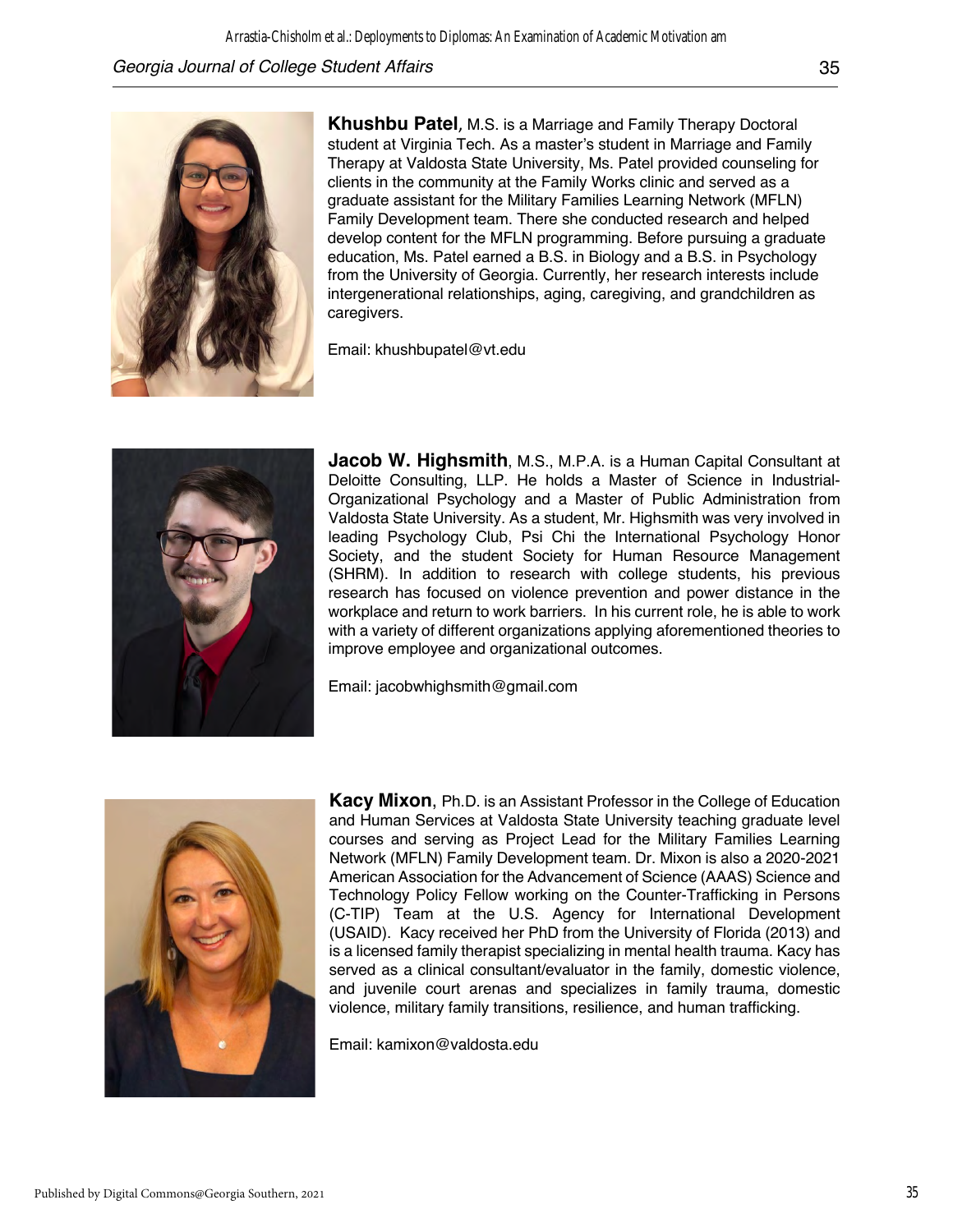**Khushbu Patel**, M.S. is a Marriage and Family Therapy Doctoral student at Virginia Tech. As a master's student in Marriage and Family Therapy at Valdosta State University, Ms. Patel provided counseling for clients in the community at the Family Works clinic and served as a graduate assistant for the Military Families Learning Network (MFLN) Family Development team. There she conducted research and helped develop content for the MFLN programming. Before pursuing a graduate education, Ms. Patel earned a B.S. in Biology and a B.S. in Psychology from the University of Georgia. Currently, her research interests include intergenerational relationships, aging, caregiving, and grandchildren as caregivers.

Email: khushbupatel@vt.edu

**Jacob W. Highsmith**, M.S., M.P.A. is a Human Capital Consultant at Deloitte Consulting, LLP. He holds a Master of Science in Industrial-Organizational Psychology and a Master of Public Administration from Valdosta State University. As a student, Mr. Highsmith was very involved in leading Psychology Club, Psi Chi the International Psychology Honor Society, and the student Society for Human Resource Management (SHRM). In addition to research with college students, his previous research has focused on violence prevention and power distance in the workplace and return to work barriers. In his current role, he is able to work with a variety of different organizations applying aforementioned theories to improve employee and organizational outcomes.

Email: jacobwhighsmith@gmail.com

**Kacy Mixon**, Ph.D. is an Assistant Professor in the College of Education and Human Services at Valdosta State University teaching graduate level courses and serving as Project Lead for the Military Families Learning Network (MFLN) Family Development team. Dr. Mixon is also a 2020-2021 American Association for the Advancement of Science (AAAS) Science and Technology Policy Fellow working on the Counter-Trafficking in Persons (C-TIP) Team at the U.S. Agency for International Development (USAID). Kacy received her PhD from the University of Florida (2013) and is a licensed family therapist specializing in mental health trauma. Kacy has served as a clinical consultant/evaluator in the family, domestic violence, and juvenile court arenas and specializes in family trauma, domestic violence, military family transitions, resilience, and human trafficking.

Email: kamixon@valdosta.edu